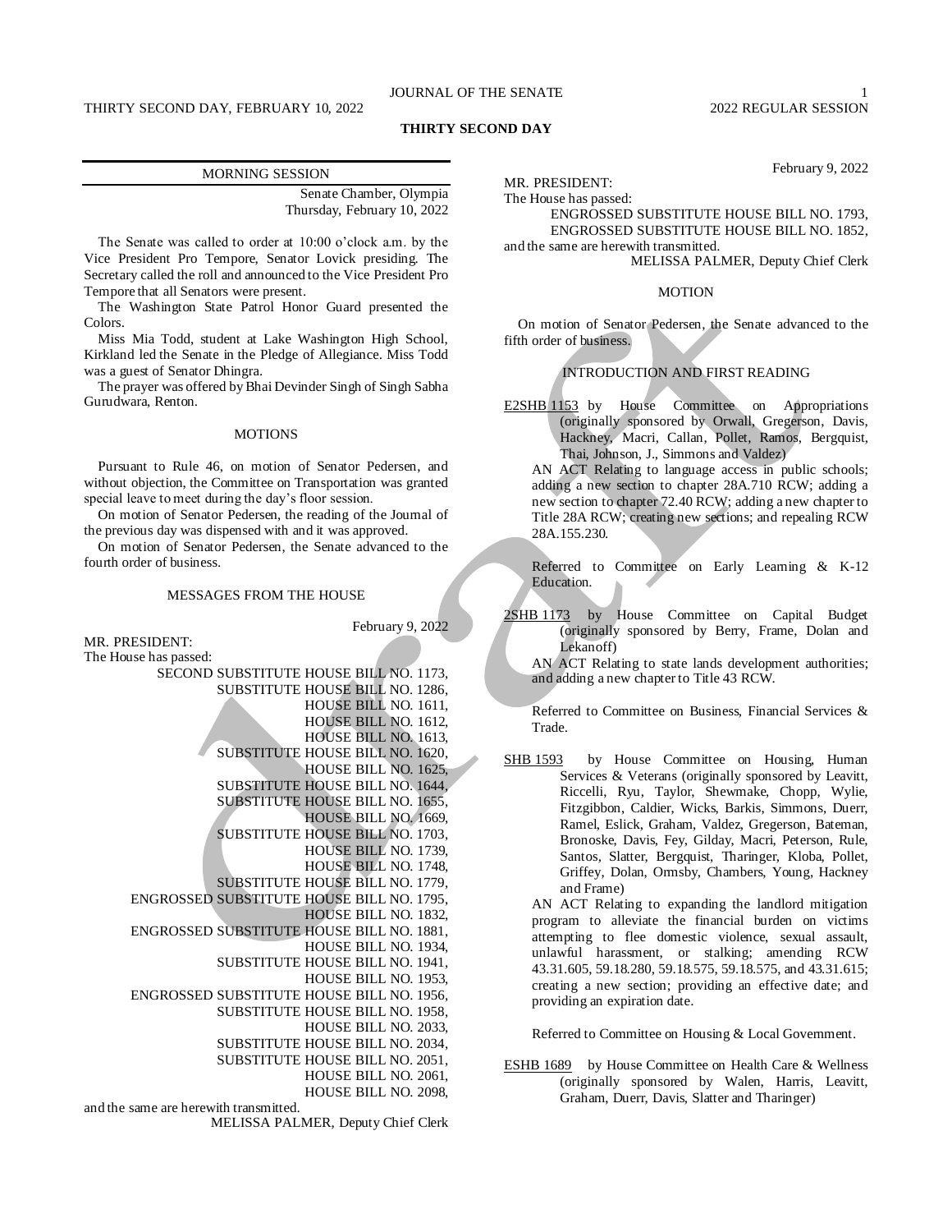# THIRTY SECOND DAY

## MORNING SESSION

Senate Chamber, Olympia
Thursday, February 10, 2022

The Senate was called to order at 10:00 o'clock a.m. by the Vice President Pro Tempore, Senator Lovick presiding. The Secretary called the roll and announced to the Vice President Pro Tempore that all Senators were present.

The Washington State Patrol Honor Guard presented the Colors.

Miss Mia Todd, student at Lake Washington High School, Kirkland led the Senate in the Pledge of Allegiance. Miss Todd was a guest of Senator Dhingra.

The prayer was offered by Bhai Devinder Singh of Singh Sabha Gurudwara, Renton.

### MOTIONS

Pursuant to Rule 46, on motion of Senator Pedersen, and without objection, the Committee on Transportation was granted special leave to meet during the day's floor session.

On motion of Senator Pedersen, the reading of the Journal of the previous day was dispensed with and it was approved.

On motion of Senator Pedersen, the Senate advanced to the fourth order of business.

### MESSAGES FROM THE HOUSE

February 9, 2022

MR. PRESIDENT:
The House has passed:

SECOND SUBSTITUTE HOUSE BILL NO. 1173,
SUBSTITUTE HOUSE BILL NO. 1286,
HOUSE BILL NO. 1611,
HOUSE BILL NO. 1612,
HOUSE BILL NO. 1613,
SUBSTITUTE HOUSE BILL NO. 1620,
HOUSE BILL NO. 1625,
SUBSTITUTE HOUSE BILL NO. 1644,
SUBSTITUTE HOUSE BILL NO. 1655,
HOUSE BILL NO. 1669,
SUBSTITUTE HOUSE BILL NO. 1703,
HOUSE BILL NO. 1739,
HOUSE BILL NO. 1748,
SUBSTITUTE HOUSE BILL NO. 1779,
ENGROSSED SUBSTITUTE HOUSE BILL NO. 1795,
HOUSE BILL NO. 1832,
ENGROSSED SUBSTITUTE HOUSE BILL NO. 1881,
HOUSE BILL NO. 1934,
SUBSTITUTE HOUSE BILL NO. 1941,
HOUSE BILL NO. 1953,
ENGROSSED SUBSTITUTE HOUSE BILL NO. 1956,
SUBSTITUTE HOUSE BILL NO. 1958,
HOUSE BILL NO. 2033,
SUBSTITUTE HOUSE BILL NO. 2034,
SUBSTITUTE HOUSE BILL NO. 2051,
HOUSE BILL NO. 2061,
HOUSE BILL NO. 2098,

and the same are herewith transmitted.

MELISSA PALMER, Deputy Chief Clerk

February 9, 2022

MR. PRESIDENT:
The House has passed:

ENGROSSED SUBSTITUTE HOUSE BILL NO. 1793,
ENGROSSED SUBSTITUTE HOUSE BILL NO. 1852,

and the same are herewith transmitted.

MELISSA PALMER, Deputy Chief Clerk

### MOTION

On motion of Senator Pedersen, the Senate advanced to the fifth order of business.

### INTRODUCTION AND FIRST READING

E2SHB 1153 by House Committee on Appropriations (originally sponsored by Orwall, Gregerson, Davis, Hackney, Macri, Callan, Pollet, Ramos, Bergquist, Thai, Johnson, J., Simmons and Valdez)

AN ACT Relating to language access in public schools; adding a new section to chapter 28A.710 RCW; adding a new section to chapter 72.40 RCW; adding a new chapter to Title 28A RCW; creating new sections; and repealing RCW 28A.155.230.

Referred to Committee on Early Learning & K-12 Education.

2SHB 1173 by House Committee on Capital Budget (originally sponsored by Berry, Frame, Dolan and Lekanoff)

AN ACT Relating to state lands development authorities; and adding a new chapter to Title 43 RCW.

Referred to Committee on Business, Financial Services & Trade.

SHB 1593 by House Committee on Housing, Human Services & Veterans (originally sponsored by Leavitt, Riccelli, Ryu, Taylor, Shewmake, Chopp, Wylie, Fitzgibbon, Caldier, Wicks, Barkis, Simmons, Duerr, Ramel, Eslick, Graham, Valdez, Gregerson, Bateman, Bronoske, Davis, Fey, Gilday, Macri, Peterson, Rule, Santos, Slatter, Bergquist, Tharinger, Kloba, Pollet, Griffey, Dolan, Ormsby, Chambers, Young, Hackney and Frame)

AN ACT Relating to expanding the landlord mitigation program to alleviate the financial burden on victims attempting to flee domestic violence, sexual assault, unlawful harassment, or stalking; amending RCW 43.31.605, 59.18.280, 59.18.575, 59.18.575, and 43.31.615; creating a new section; providing an effective date; and providing an expiration date.

Referred to Committee on Housing & Local Government.

ESHB 1689 by House Committee on Health Care & Wellness (originally sponsored by Walen, Harris, Leavitt, Graham, Duerr, Davis, Slatter and Tharinger)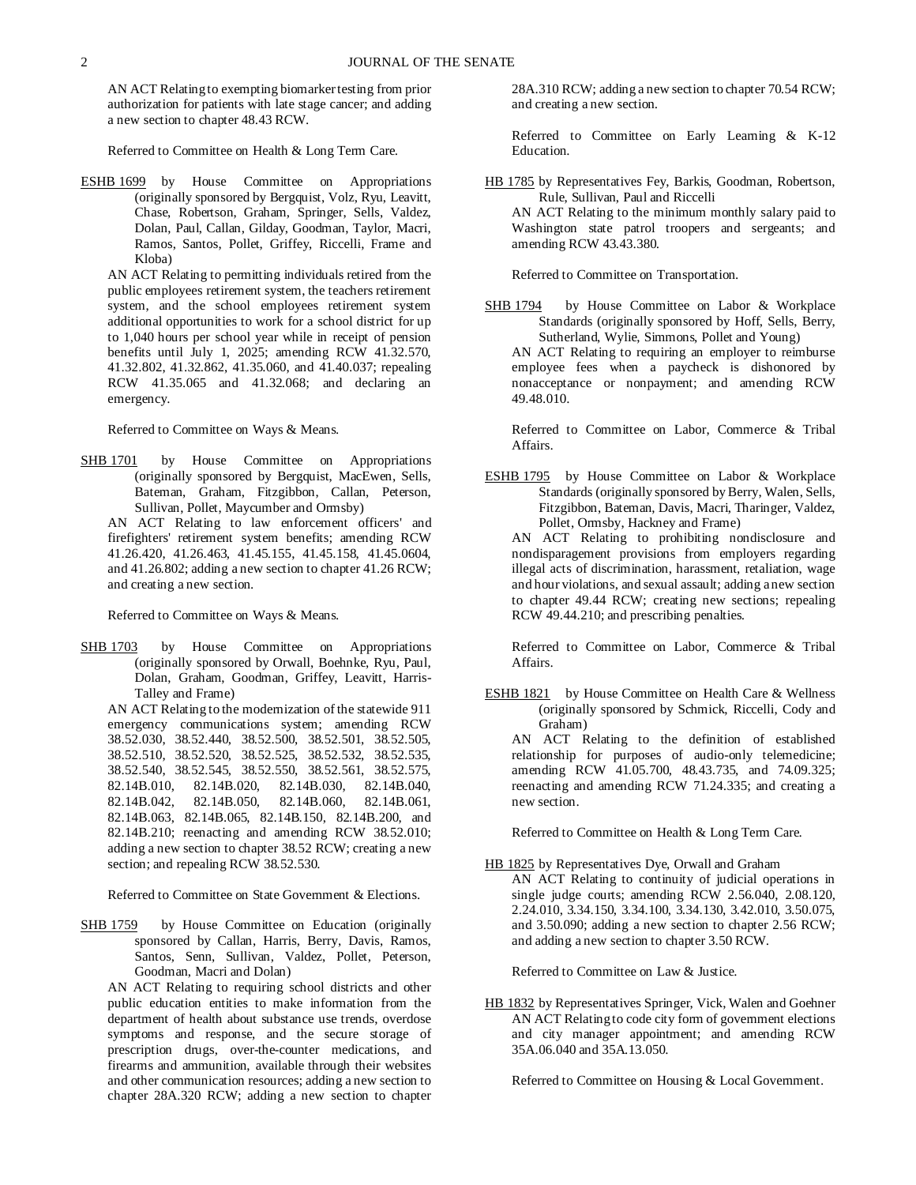AN ACT Relating to exempting biomarker testing from prior authorization for patients with late stage cancer; and adding a new section to chapter 48.43 RCW.

Referred to Committee on Health & Long Term Care.

ESHB 1699 by House Committee on Appropriations (originally sponsored by Bergquist, Volz, Ryu, Leavitt, Chase, Robertson, Graham, Springer, Sells, Valdez, Dolan, Paul, Callan, Gilday, Goodman, Taylor, Macri, Ramos, Santos, Pollet, Griffey, Riccelli, Frame and Kloba)

AN ACT Relating to permitting individuals retired from the public employees retirement system, the teachers retirement system, and the school employees retirement system additional opportunities to work for a school district for up to 1,040 hours per school year while in receipt of pension benefits until July 1, 2025; amending RCW 41.32.570, 41.32.802, 41.32.862, 41.35.060, and 41.40.037; repealing RCW 41.35.065 and 41.32.068; and declaring an emergency.

Referred to Committee on Ways & Means.

SHB 1701 by House Committee on Appropriations (originally sponsored by Bergquist, MacEwen, Sells, Bateman, Graham, Fitzgibbon, Callan, Peterson, Sullivan, Pollet, Maycumber and Ormsby)

AN ACT Relating to law enforcement officers' and firefighters' retirement system benefits; amending RCW 41.26.420, 41.26.463, 41.45.155, 41.45.158, 41.45.0604, and 41.26.802; adding a new section to chapter 41.26 RCW; and creating a new section.

Referred to Committee on Ways & Means.

SHB 1703 by House Committee on Appropriations (originally sponsored by Orwall, Boehnke, Ryu, Paul, Dolan, Graham, Goodman, Griffey, Leavitt, Harris-Talley and Frame)

AN ACT Relating to the modernization of the statewide 911 emergency communications system; amending RCW 38.52.030, 38.52.440, 38.52.500, 38.52.501, 38.52.505, 38.52.510, 38.52.520, 38.52.525, 38.52.532, 38.52.535, 38.52.540, 38.52.545, 38.52.550, 38.52.561, 38.52.575, 82.14B.010, 82.14B.020, 82.14B.030, 82.14B.040, 82.14B.042, 82.14B.050, 82.14B.060, 82.14B.061, 82.14B.063, 82.14B.065, 82.14B.150, 82.14B.200, and 82.14B.210; reenacting and amending RCW 38.52.010; adding a new section to chapter 38.52 RCW; creating a new section; and repealing RCW 38.52.530.

Referred to Committee on State Government & Elections.

SHB 1759 by House Committee on Education (originally sponsored by Callan, Harris, Berry, Davis, Ramos, Santos, Senn, Sullivan, Valdez, Pollet, Peterson, Goodman, Macri and Dolan)

AN ACT Relating to requiring school districts and other public education entities to make information from the department of health about substance use trends, overdose symptoms and response, and the secure storage of prescription drugs, over-the-counter medications, and firearms and ammunition, available through their websites and other communication resources; adding a new section to chapter 28A.320 RCW; adding a new section to chapter 28A.310 RCW; adding a new section to chapter 70.54 RCW; and creating a new section.

Referred to Committee on Early Learning & K-12 Education.

HB 1785 by Representatives Fey, Barkis, Goodman, Robertson, Rule, Sullivan, Paul and Riccelli

AN ACT Relating to the minimum monthly salary paid to Washington state patrol troopers and sergeants; and amending RCW 43.43.380.

Referred to Committee on Transportation.

SHB 1794 by House Committee on Labor & Workplace Standards (originally sponsored by Hoff, Sells, Berry, Sutherland, Wylie, Simmons, Pollet and Young)

AN ACT Relating to requiring an employer to reimburse employee fees when a paycheck is dishonored by nonacceptance or nonpayment; and amending RCW 49.48.010.

Referred to Committee on Labor, Commerce & Tribal Affairs.

ESHB 1795 by House Committee on Labor & Workplace Standards (originally sponsored by Berry, Walen, Sells, Fitzgibbon, Bateman, Davis, Macri, Tharinger, Valdez, Pollet, Ormsby, Hackney and Frame)

AN ACT Relating to prohibiting nondisclosure and nondisparagement provisions from employers regarding illegal acts of discrimination, harassment, retaliation, wage and hour violations, and sexual assault; adding a new section to chapter 49.44 RCW; creating new sections; repealing RCW 49.44.210; and prescribing penalties.

Referred to Committee on Labor, Commerce & Tribal Affairs.

ESHB 1821 by House Committee on Health Care & Wellness (originally sponsored by Schmick, Riccelli, Cody and Graham)

AN ACT Relating to the definition of established relationship for purposes of audio-only telemedicine; amending RCW 41.05.700, 48.43.735, and 74.09.325; reenacting and amending RCW 71.24.335; and creating a new section.

Referred to Committee on Health & Long Term Care.

HB 1825 by Representatives Dye, Orwall and Graham

AN ACT Relating to continuity of judicial operations in single judge courts; amending RCW 2.56.040, 2.08.120, 2.24.010, 3.34.150, 3.34.100, 3.34.130, 3.42.010, 3.50.075, and 3.50.090; adding a new section to chapter 2.56 RCW; and adding a new section to chapter 3.50 RCW.

Referred to Committee on Law & Justice.

HB 1832 by Representatives Springer, Vick, Walen and Goehner

AN ACT Relating to code city form of government elections and city manager appointment; and amending RCW 35A.06.040 and 35A.13.050.

Referred to Committee on Housing & Local Government.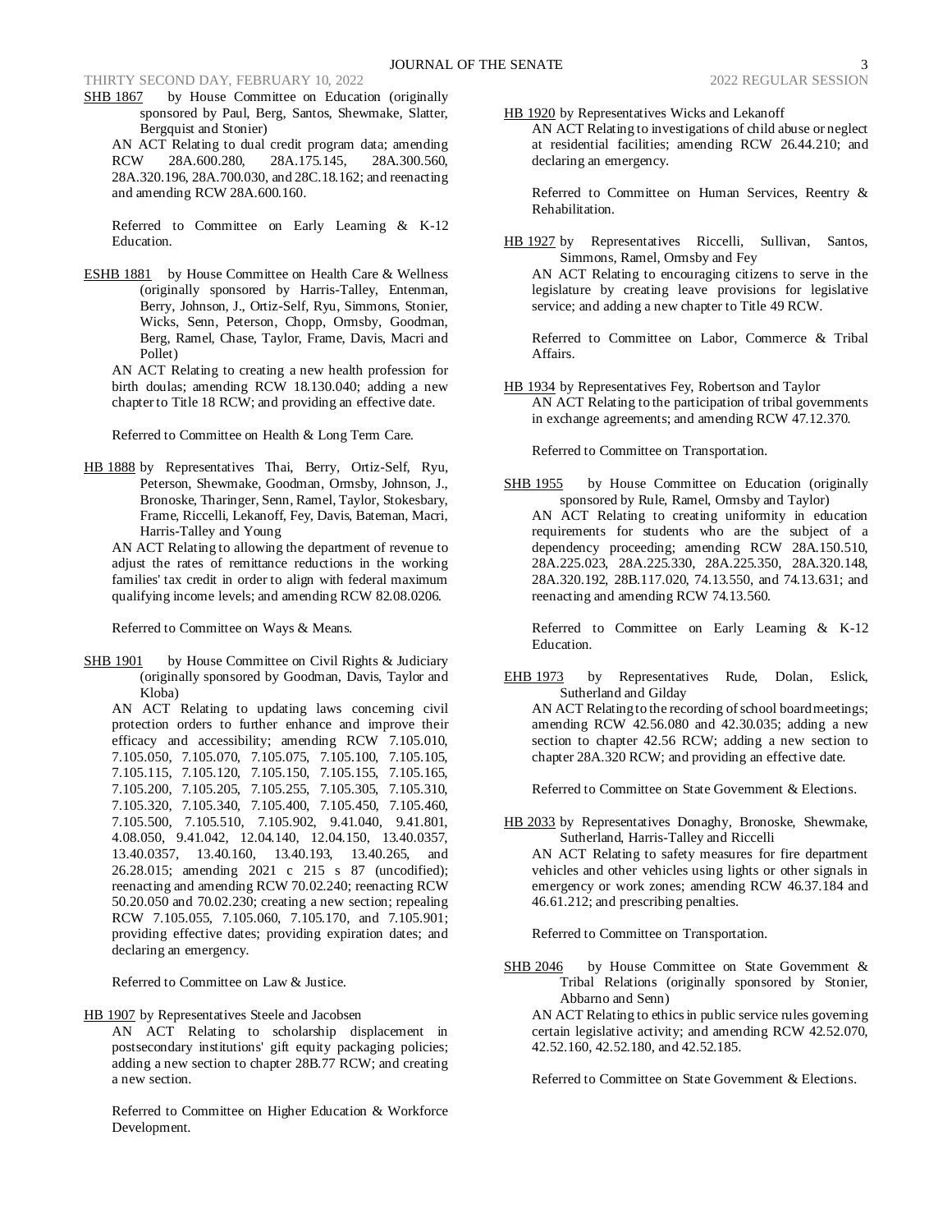SHB 1867 by House Committee on Education (originally sponsored by Paul, Berg, Santos, Shewmake, Slatter, Bergquist and Stonier)

AN ACT Relating to dual credit program data; amending RCW 28A.600.280, 28A.175.145, 28A.300.560, 28A.320.196, 28A.700.030, and 28C.18.162; and reenacting and amending RCW 28A.600.160.

Referred to Committee on Early Learning & K-12 Education.

ESHB 1881 by House Committee on Health Care & Wellness (originally sponsored by Harris-Talley, Entenman, Berry, Johnson, J., Ortiz-Self, Ryu, Simmons, Stonier, Wicks, Senn, Peterson, Chopp, Ormsby, Goodman, Berg, Ramel, Chase, Taylor, Frame, Davis, Macri and Pollet)

AN ACT Relating to creating a new health profession for birth doulas; amending RCW 18.130.040; adding a new chapter to Title 18 RCW; and providing an effective date.

Referred to Committee on Health & Long Term Care.

HB 1888 by Representatives Thai, Berry, Ortiz-Self, Ryu, Peterson, Shewmake, Goodman, Ormsby, Johnson, J., Bronoske, Tharinger, Senn, Ramel, Taylor, Stokesbary, Frame, Riccelli, Lekanoff, Fey, Davis, Bateman, Macri, Harris-Talley and Young

AN ACT Relating to allowing the department of revenue to adjust the rates of remittance reductions in the working families' tax credit in order to align with federal maximum qualifying income levels; and amending RCW 82.08.0206.

Referred to Committee on Ways & Means.

SHB 1901 by House Committee on Civil Rights & Judiciary (originally sponsored by Goodman, Davis, Taylor and Kloba)

AN ACT Relating to updating laws concerning civil protection orders to further enhance and improve their efficacy and accessibility; amending RCW 7.105.010, 7.105.050, 7.105.070, 7.105.075, 7.105.100, 7.105.105, 7.105.115, 7.105.120, 7.105.150, 7.105.155, 7.105.165, 7.105.200, 7.105.205, 7.105.255, 7.105.305, 7.105.310, 7.105.320, 7.105.340, 7.105.400, 7.105.450, 7.105.460, 7.105.500, 7.105.510, 7.105.902, 9.41.040, 9.41.801, 4.08.050, 9.41.042, 12.04.140, 12.04.150, 13.40.0357, 13.40.0357, 13.40.160, 13.40.193, 13.40.265, and 26.28.015; amending 2021 c 215 s 87 (uncodified); reenacting and amending RCW 70.02.240; reenacting RCW 50.20.050 and 70.02.230; creating a new section; repealing RCW 7.105.055, 7.105.060, 7.105.170, and 7.105.901; providing effective dates; providing expiration dates; and declaring an emergency.

Referred to Committee on Law & Justice.

HB 1907 by Representatives Steele and Jacobsen

AN ACT Relating to scholarship displacement in postsecondary institutions' gift equity packaging policies; adding a new section to chapter 28B.77 RCW; and creating a new section.

Referred to Committee on Higher Education & Workforce Development.

HB 1920 by Representatives Wicks and Lekanoff

AN ACT Relating to investigations of child abuse or neglect at residential facilities; amending RCW 26.44.210; and declaring an emergency.

Referred to Committee on Human Services, Reentry & Rehabilitation.

HB 1927 by Representatives Riccelli, Sullivan, Santos, Simmons, Ramel, Ormsby and Fey

AN ACT Relating to encouraging citizens to serve in the legislature by creating leave provisions for legislative service; and adding a new chapter to Title 49 RCW.

Referred to Committee on Labor, Commerce & Tribal Affairs.

HB 1934 by Representatives Fey, Robertson and Taylor

AN ACT Relating to the participation of tribal governments in exchange agreements; and amending RCW 47.12.370.

Referred to Committee on Transportation.

SHB 1955 by House Committee on Education (originally sponsored by Rule, Ramel, Ormsby and Taylor)

AN ACT Relating to creating uniformity in education requirements for students who are the subject of a dependency proceeding; amending RCW 28A.150.510, 28A.225.023, 28A.225.330, 28A.225.350, 28A.320.148, 28A.320.192, 28B.117.020, 74.13.550, and 74.13.631; and reenacting and amending RCW 74.13.560.

Referred to Committee on Early Learning & K-12 Education.

EHB 1973 by Representatives Rude, Dolan, Eslick, Sutherland and Gilday

AN ACT Relating to the recording of school board meetings; amending RCW 42.56.080 and 42.30.035; adding a new section to chapter 42.56 RCW; adding a new section to chapter 28A.320 RCW; and providing an effective date.

Referred to Committee on State Government & Elections.

HB 2033 by Representatives Donaghy, Bronoske, Shewmake, Sutherland, Harris-Talley and Riccelli

AN ACT Relating to safety measures for fire department vehicles and other vehicles using lights or other signals in emergency or work zones; amending RCW 46.37.184 and 46.61.212; and prescribing penalties.

Referred to Committee on Transportation.

SHB 2046 by House Committee on State Government & Tribal Relations (originally sponsored by Stonier, Abbarno and Senn)

AN ACT Relating to ethics in public service rules governing certain legislative activity; and amending RCW 42.52.070, 42.52.160, 42.52.180, and 42.52.185.

Referred to Committee on State Government & Elections.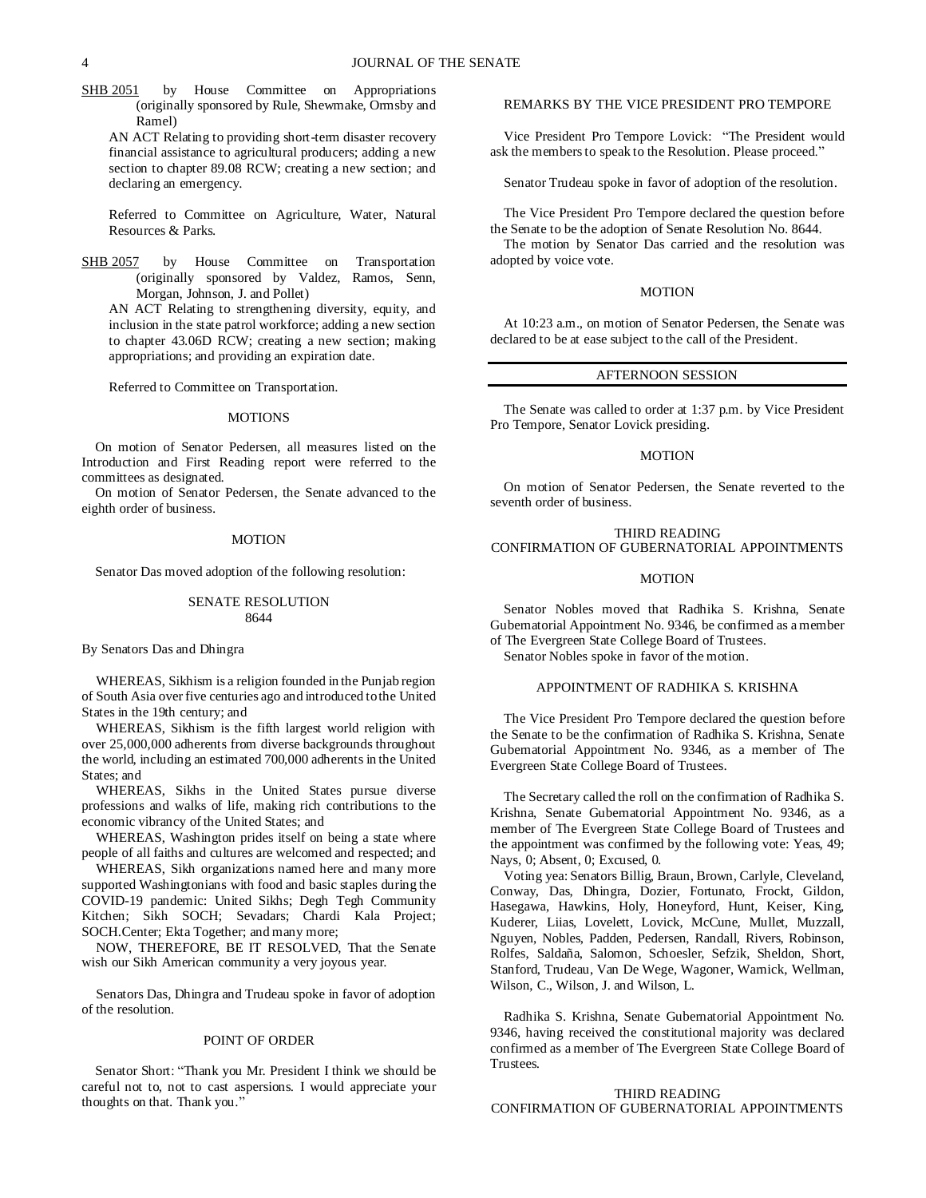SHB 2051 by House Committee on Appropriations (originally sponsored by Rule, Shewmake, Ormsby and Ramel)

AN ACT Relating to providing short-term disaster recovery financial assistance to agricultural producers; adding a new section to chapter 89.08 RCW; creating a new section; and declaring an emergency.

Referred to Committee on Agriculture, Water, Natural Resources & Parks.

SHB 2057 by House Committee on Transportation (originally sponsored by Valdez, Ramos, Senn, Morgan, Johnson, J. and Pollet)

AN ACT Relating to strengthening diversity, equity, and inclusion in the state patrol workforce; adding a new section to chapter 43.06D RCW; creating a new section; making appropriations; and providing an expiration date.

Referred to Committee on Transportation.

MOTIONS

On motion of Senator Pedersen, all measures listed on the Introduction and First Reading report were referred to the committees as designated.

On motion of Senator Pedersen, the Senate advanced to the eighth order of business.

MOTION

Senator Das moved adoption of the following resolution:

SENATE RESOLUTION
8644

By Senators Das and Dhingra

WHEREAS, Sikhism is a religion founded in the Punjab region of South Asia over five centuries ago and introduced to the United States in the 19th century; and

WHEREAS, Sikhism is the fifth largest world religion with over 25,000,000 adherents from diverse backgrounds throughout the world, including an estimated 700,000 adherents in the United States; and

WHEREAS, Sikhs in the United States pursue diverse professions and walks of life, making rich contributions to the economic vibrancy of the United States; and

WHEREAS, Washington prides itself on being a state where people of all faiths and cultures are welcomed and respected; and

WHEREAS, Sikh organizations named here and many more supported Washingtonians with food and basic staples during the COVID-19 pandemic: United Sikhs; Degh Tegh Community Kitchen; Sikh SOCH; Sevadars; Chardi Kala Project; SOCH.Center; Ekta Together; and many more;

NOW, THEREFORE, BE IT RESOLVED, That the Senate wish our Sikh American community a very joyous year.

Senators Das, Dhingra and Trudeau spoke in favor of adoption of the resolution.

POINT OF ORDER

Senator Short: "Thank you Mr. President I think we should be careful not to, not to cast aspersions. I would appreciate your thoughts on that. Thank you."

REMARKS BY THE VICE PRESIDENT PRO TEMPORE

Vice President Pro Tempore Lovick: "The President would ask the members to speak to the Resolution. Please proceed."

Senator Trudeau spoke in favor of adoption of the resolution.

The Vice President Pro Tempore declared the question before the Senate to be the adoption of Senate Resolution No. 8644.

The motion by Senator Das carried and the resolution was adopted by voice vote.

MOTION

At 10:23 a.m., on motion of Senator Pedersen, the Senate was declared to be at ease subject to the call of the President.

AFTERNOON SESSION

The Senate was called to order at 1:37 p.m. by Vice President Pro Tempore, Senator Lovick presiding.

MOTION

On motion of Senator Pedersen, the Senate reverted to the seventh order of business.

THIRD READING
CONFIRMATION OF GUBERNATORIAL APPOINTMENTS

MOTION

Senator Nobles moved that Radhika S. Krishna, Senate Gubernatorial Appointment No. 9346, be confirmed as a member of The Evergreen State College Board of Trustees.

Senator Nobles spoke in favor of the motion.

APPOINTMENT OF RADHIKA S. KRISHNA

The Vice President Pro Tempore declared the question before the Senate to be the confirmation of Radhika S. Krishna, Senate Gubernatorial Appointment No. 9346, as a member of The Evergreen State College Board of Trustees.

The Secretary called the roll on the confirmation of Radhika S. Krishna, Senate Gubernatorial Appointment No. 9346, as a member of The Evergreen State College Board of Trustees and the appointment was confirmed by the following vote: Yeas, 49; Nays, 0; Absent, 0; Excused, 0.

Voting yea: Senators Billig, Braun, Brown, Carlyle, Cleveland, Conway, Das, Dhingra, Dozier, Fortunato, Frockt, Gildon, Hasegawa, Hawkins, Holy, Honeyford, Hunt, Keiser, King, Kuderer, Liias, Lovelett, Lovick, McCune, Mullet, Muzzall, Nguyen, Nobles, Padden, Pedersen, Randall, Rivers, Robinson, Rolfes, Saldaña, Salomon, Schoesler, Sefzik, Sheldon, Short, Stanford, Trudeau, Van De Wege, Wagoner, Warnick, Wellman, Wilson, C., Wilson, J. and Wilson, L.

Radhika S. Krishna, Senate Gubernatorial Appointment No. 9346, having received the constitutional majority was declared confirmed as a member of The Evergreen State College Board of Trustees.

THIRD READING
CONFIRMATION OF GUBERNATORIAL APPOINTMENTS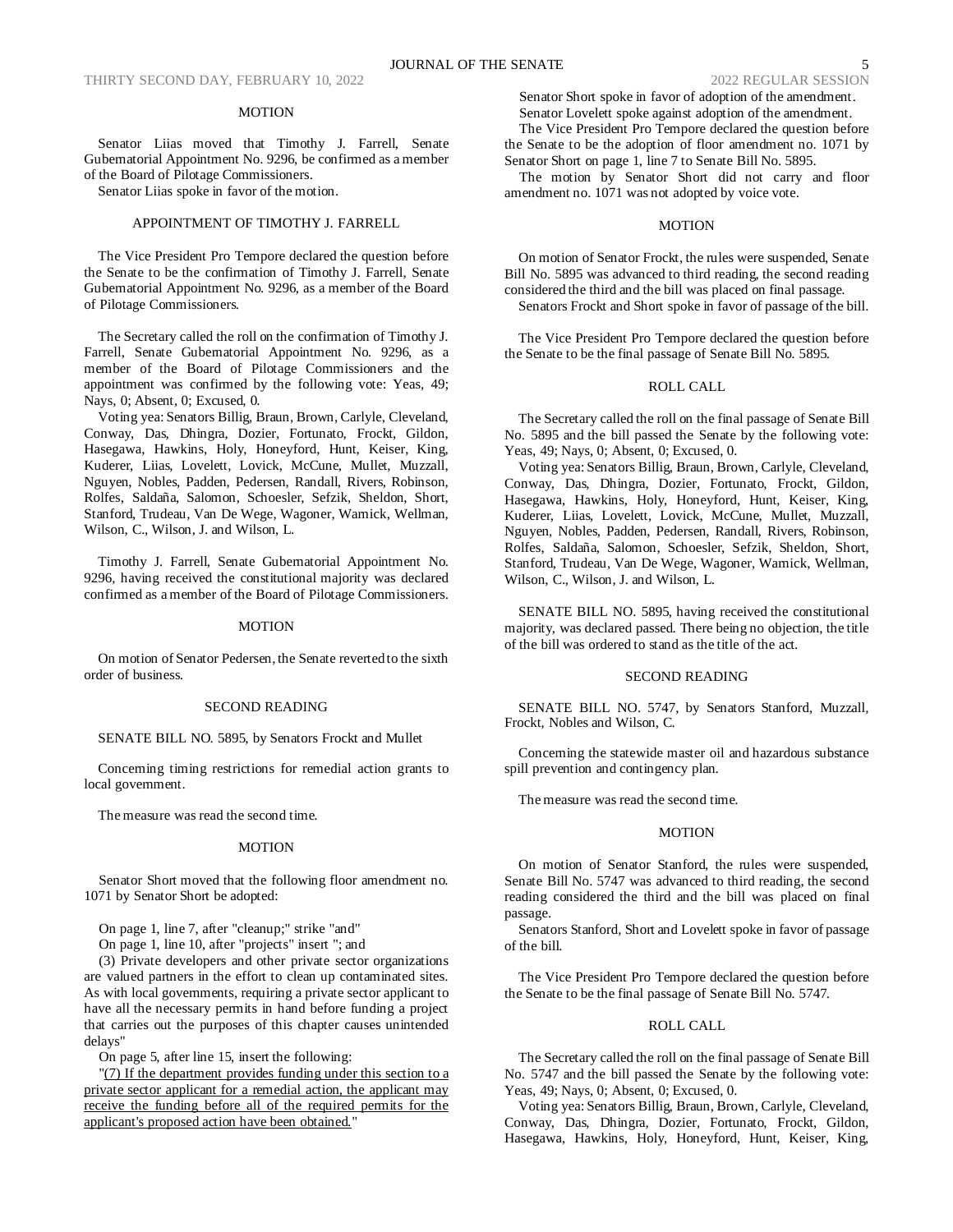### MOTION

Senator Liias moved that Timothy J. Farrell, Senate Gubernatorial Appointment No. 9296, be confirmed as a member of the Board of Pilotage Commissioners.

Senator Liias spoke in favor of the motion.

### APPOINTMENT OF TIMOTHY J. FARRELL

The Vice President Pro Tempore declared the question before the Senate to be the confirmation of Timothy J. Farrell, Senate Gubernatorial Appointment No. 9296, as a member of the Board of Pilotage Commissioners.

The Secretary called the roll on the confirmation of Timothy J. Farrell, Senate Gubernatorial Appointment No. 9296, as a member of the Board of Pilotage Commissioners and the appointment was confirmed by the following vote: Yeas, 49; Nays, 0; Absent, 0; Excused, 0.

Voting yea: Senators Billig, Braun, Brown, Carlyle, Cleveland, Conway, Das, Dhingra, Dozier, Fortunato, Frockt, Gildon, Hasegawa, Hawkins, Holy, Honeyford, Hunt, Keiser, King, Kuderer, Liias, Lovelett, Lovick, McCune, Mullet, Muzzall, Nguyen, Nobles, Padden, Pedersen, Randall, Rivers, Robinson, Rolfes, Saldaña, Salomon, Schoesler, Sefzik, Sheldon, Short, Stanford, Trudeau, Van De Wege, Wagoner, Warnick, Wellman, Wilson, C., Wilson, J. and Wilson, L.

Timothy J. Farrell, Senate Gubernatorial Appointment No. 9296, having received the constitutional majority was declared confirmed as a member of the Board of Pilotage Commissioners.

### MOTION

On motion of Senator Pedersen, the Senate reverted to the sixth order of business.

### SECOND READING

SENATE BILL NO. 5895, by Senators Frockt and Mullet

Concerning timing restrictions for remedial action grants to local government.

The measure was read the second time.

### MOTION

Senator Short moved that the following floor amendment no. 1071 by Senator Short be adopted:

On page 1, line 7, after "cleanup;" strike "and"

On page 1, line 10, after "projects" insert "; and

(3) Private developers and other private sector organizations are valued partners in the effort to clean up contaminated sites. As with local governments, requiring a private sector applicant to have all the necessary permits in hand before funding a project that carries out the purposes of this chapter causes unintended delays"

On page 5, after line 15, insert the following:

"<u>(7) If the department provides funding under this section to a private sector applicant for a remedial action, the applicant may receive the funding before all of the required permits for the applicant's proposed action have been obtained.</u>"

Senator Short spoke in favor of adoption of the amendment.

Senator Lovelett spoke against adoption of the amendment.

The Vice President Pro Tempore declared the question before the Senate to be the adoption of floor amendment no. 1071 by Senator Short on page 1, line 7 to Senate Bill No. 5895.

The motion by Senator Short did not carry and floor amendment no. 1071 was not adopted by voice vote.

### MOTION

On motion of Senator Frockt, the rules were suspended, Senate Bill No. 5895 was advanced to third reading, the second reading considered the third and the bill was placed on final passage.

Senators Frockt and Short spoke in favor of passage of the bill.

The Vice President Pro Tempore declared the question before the Senate to be the final passage of Senate Bill No. 5895.

### ROLL CALL

The Secretary called the roll on the final passage of Senate Bill No. 5895 and the bill passed the Senate by the following vote: Yeas, 49; Nays, 0; Absent, 0; Excused, 0.

Voting yea: Senators Billig, Braun, Brown, Carlyle, Cleveland, Conway, Das, Dhingra, Dozier, Fortunato, Frockt, Gildon, Hasegawa, Hawkins, Holy, Honeyford, Hunt, Keiser, King, Kuderer, Liias, Lovelett, Lovick, McCune, Mullet, Muzzall, Nguyen, Nobles, Padden, Pedersen, Randall, Rivers, Robinson, Rolfes, Saldaña, Salomon, Schoesler, Sefzik, Sheldon, Short, Stanford, Trudeau, Van De Wege, Wagoner, Warnick, Wellman, Wilson, C., Wilson, J. and Wilson, L.

SENATE BILL NO. 5895, having received the constitutional majority, was declared passed. There being no objection, the title of the bill was ordered to stand as the title of the act.

### SECOND READING

SENATE BILL NO. 5747, by Senators Stanford, Muzzall, Frockt, Nobles and Wilson, C.

Concerning the statewide master oil and hazardous substance spill prevention and contingency plan.

The measure was read the second time.

### MOTION

On motion of Senator Stanford, the rules were suspended, Senate Bill No. 5747 was advanced to third reading, the second reading considered the third and the bill was placed on final passage.

Senators Stanford, Short and Lovelett spoke in favor of passage of the bill.

The Vice President Pro Tempore declared the question before the Senate to be the final passage of Senate Bill No. 5747.

### ROLL CALL

The Secretary called the roll on the final passage of Senate Bill No. 5747 and the bill passed the Senate by the following vote: Yeas, 49; Nays, 0; Absent, 0; Excused, 0.

Voting yea: Senators Billig, Braun, Brown, Carlyle, Cleveland, Conway, Das, Dhingra, Dozier, Fortunato, Frockt, Gildon, Hasegawa, Hawkins, Holy, Honeyford, Hunt, Keiser, King,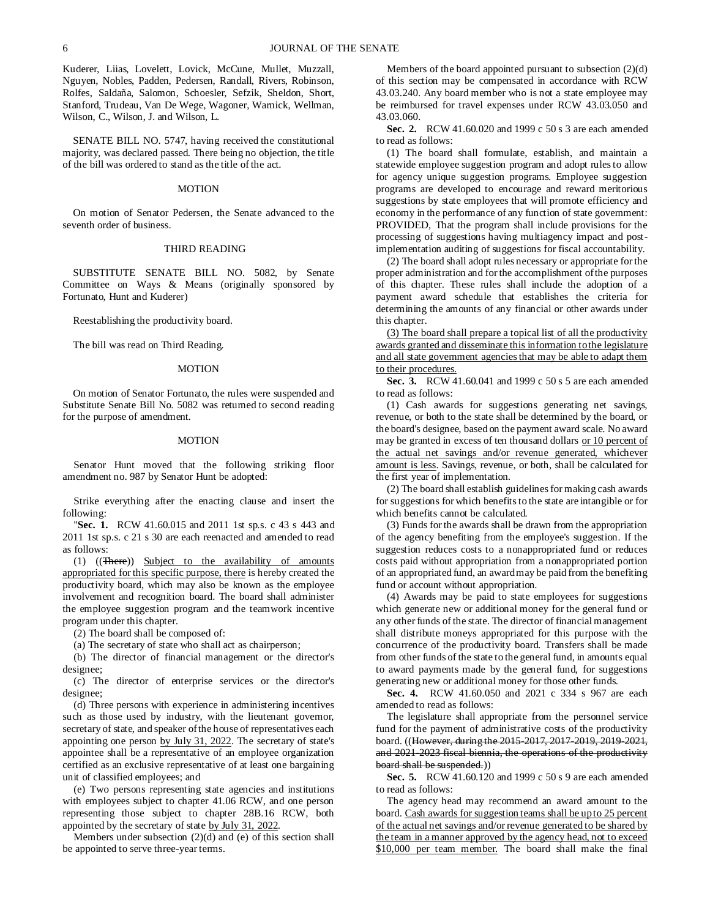Kuderer, Liias, Lovelett, Lovick, McCune, Mullet, Muzzall, Nguyen, Nobles, Padden, Pedersen, Randall, Rivers, Robinson, Rolfes, Saldaña, Salomon, Schoesler, Sefzik, Sheldon, Short, Stanford, Trudeau, Van De Wege, Wagoner, Warnick, Wellman, Wilson, C., Wilson, J. and Wilson, L.

SENATE BILL NO. 5747, having received the constitutional majority, was declared passed. There being no objection, the title of the bill was ordered to stand as the title of the act.

MOTION

On motion of Senator Pedersen, the Senate advanced to the seventh order of business.

THIRD READING

SUBSTITUTE SENATE BILL NO. 5082, by Senate Committee on Ways & Means (originally sponsored by Fortunato, Hunt and Kuderer)

Reestablishing the productivity board.

The bill was read on Third Reading.

MOTION

On motion of Senator Fortunato, the rules were suspended and Substitute Senate Bill No. 5082 was returned to second reading for the purpose of amendment.

MOTION

Senator Hunt moved that the following striking floor amendment no. 987 by Senator Hunt be adopted:

Strike everything after the enacting clause and insert the following:

"**Sec. 1.** RCW 41.60.015 and 2011 1st sp.s. c 43 s 443 and 2011 1st sp.s. c 21 s 30 are each reenacted and amended to read as follows:

(1) ((~~There~~)) Subject to the availability of amounts appropriated for this specific purpose, there is hereby created the productivity board, which may also be known as the employee involvement and recognition board. The board shall administer the employee suggestion program and the teamwork incentive program under this chapter.

(2) The board shall be composed of:

(a) The secretary of state who shall act as chairperson;

(b) The director of financial management or the director's designee;

(c) The director of enterprise services or the director's designee;

(d) Three persons with experience in administering incentives such as those used by industry, with the lieutenant governor, secretary of state, and speaker of the house of representatives each appointing one person by July 31, 2022. The secretary of state's appointee shall be a representative of an employee organization certified as an exclusive representative of at least one bargaining unit of classified employees; and

(e) Two persons representing state agencies and institutions with employees subject to chapter 41.06 RCW, and one person representing those subject to chapter 28B.16 RCW, both appointed by the secretary of state by July 31, 2022.

Members under subsection (2)(d) and (e) of this section shall be appointed to serve three-year terms.

Members of the board appointed pursuant to subsection (2)(d) of this section may be compensated in accordance with RCW 43.03.240. Any board member who is not a state employee may be reimbursed for travel expenses under RCW 43.03.050 and 43.03.060.

**Sec. 2.** RCW 41.60.020 and 1999 c 50 s 3 are each amended to read as follows:

(1) The board shall formulate, establish, and maintain a statewide employee suggestion program and adopt rules to allow for agency unique suggestion programs. Employee suggestion programs are developed to encourage and reward meritorious suggestions by state employees that will promote efficiency and economy in the performance of any function of state government: PROVIDED, That the program shall include provisions for the processing of suggestions having multiagency impact and post-implementation auditing of suggestions for fiscal accountability.

(2) The board shall adopt rules necessary or appropriate for the proper administration and for the accomplishment of the purposes of this chapter. These rules shall include the adoption of a payment award schedule that establishes the criteria for determining the amounts of any financial or other awards under this chapter.

(3) The board shall prepare a topical list of all the productivity awards granted and disseminate this information to the legislature and all state government agencies that may be able to adapt them to their procedures.

**Sec. 3.** RCW 41.60.041 and 1999 c 50 s 5 are each amended to read as follows:

(1) Cash awards for suggestions generating net savings, revenue, or both to the state shall be determined by the board, or the board's designee, based on the payment award scale. No award may be granted in excess of ten thousand dollars or 10 percent of the actual net savings and/or revenue generated, whichever amount is less. Savings, revenue, or both, shall be calculated for the first year of implementation.

(2) The board shall establish guidelines for making cash awards for suggestions for which benefits to the state are intangible or for which benefits cannot be calculated.

(3) Funds for the awards shall be drawn from the appropriation of the agency benefiting from the employee's suggestion. If the suggestion reduces costs to a nonappropriated fund or reduces costs paid without appropriation from a nonappropriated portion of an appropriated fund, an award may be paid from the benefiting fund or account without appropriation.

(4) Awards may be paid to state employees for suggestions which generate new or additional money for the general fund or any other funds of the state. The director of financial management shall distribute moneys appropriated for this purpose with the concurrence of the productivity board. Transfers shall be made from other funds of the state to the general fund, in amounts equal to award payments made by the general fund, for suggestions generating new or additional money for those other funds.

**Sec. 4.** RCW 41.60.050 and 2021 c 334 s 967 are each amended to read as follows:

The legislature shall appropriate from the personnel service fund for the payment of administrative costs of the productivity board. ((~~However, during the 2015-2017, 2017-2019, 2019-2021, and 2021-2023 fiscal biennia, the operations of the productivity board shall be suspended.~~))

**Sec. 5.** RCW 41.60.120 and 1999 c 50 s 9 are each amended to read as follows:

The agency head may recommend an award amount to the board. Cash awards for suggestion teams shall be up to 25 percent of the actual net savings and/or revenue generated to be shared by the team in a manner approved by the agency head, not to exceed $10,000 per team member. The board shall make the final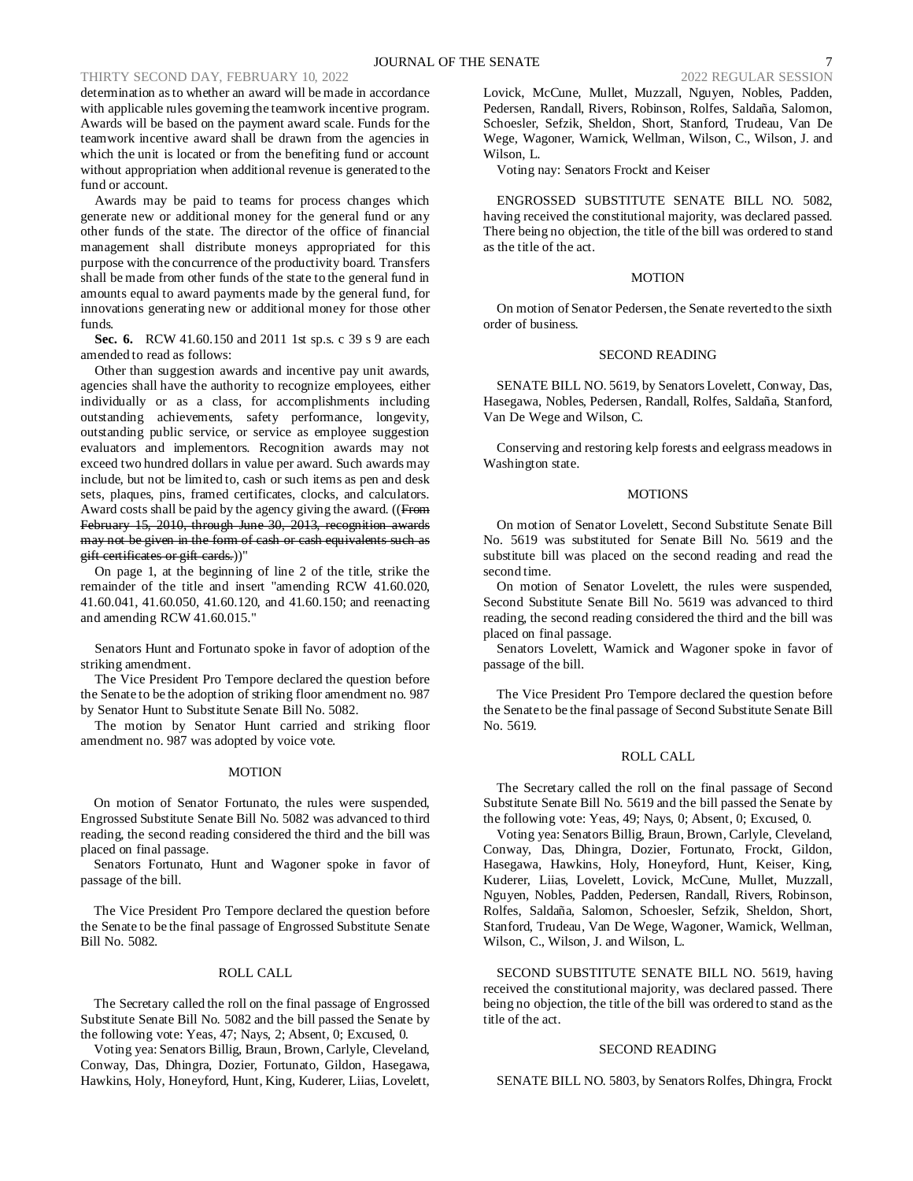determination as to whether an award will be made in accordance with applicable rules governing the teamwork incentive program. Awards will be based on the payment award scale. Funds for the teamwork incentive award shall be drawn from the agencies in which the unit is located or from the benefiting fund or account without appropriation when additional revenue is generated to the fund or account.

Awards may be paid to teams for process changes which generate new or additional money for the general fund or any other funds of the state. The director of the office of financial management shall distribute moneys appropriated for this purpose with the concurrence of the productivity board. Transfers shall be made from other funds of the state to the general fund in amounts equal to award payments made by the general fund, for innovations generating new or additional money for those other funds.

**Sec. 6.** RCW 41.60.150 and 2011 1st sp.s. c 39 s 9 are each amended to read as follows:

Other than suggestion awards and incentive pay unit awards, agencies shall have the authority to recognize employees, either individually or as a class, for accomplishments including outstanding achievements, safety performance, longevity, outstanding public service, or service as employee suggestion evaluators and implementors. Recognition awards may not exceed two hundred dollars in value per award. Such awards may include, but not be limited to, cash or such items as pen and desk sets, plaques, pins, framed certificates, clocks, and calculators. Award costs shall be paid by the agency giving the award. ((~~From February 15, 2010, through June 30, 2013, recognition awards may not be given in the form of cash or cash equivalents such as gift certificates or gift cards.~~))"

On page 1, at the beginning of line 2 of the title, strike the remainder of the title and insert "amending RCW 41.60.020, 41.60.041, 41.60.050, 41.60.120, and 41.60.150; and reenacting and amending RCW 41.60.015."

Senators Hunt and Fortunato spoke in favor of adoption of the striking amendment.

The Vice President Pro Tempore declared the question before the Senate to be the adoption of striking floor amendment no. 987 by Senator Hunt to Substitute Senate Bill No. 5082.

The motion by Senator Hunt carried and striking floor amendment no. 987 was adopted by voice vote.

MOTION

On motion of Senator Fortunato, the rules were suspended, Engrossed Substitute Senate Bill No. 5082 was advanced to third reading, the second reading considered the third and the bill was placed on final passage.

Senators Fortunato, Hunt and Wagoner spoke in favor of passage of the bill.

The Vice President Pro Tempore declared the question before the Senate to be the final passage of Engrossed Substitute Senate Bill No. 5082.

ROLL CALL

The Secretary called the roll on the final passage of Engrossed Substitute Senate Bill No. 5082 and the bill passed the Senate by the following vote: Yeas, 47; Nays, 2; Absent, 0; Excused, 0.

Voting yea: Senators Billig, Braun, Brown, Carlyle, Cleveland, Conway, Das, Dhingra, Dozier, Fortunato, Gildon, Hasegawa, Hawkins, Holy, Honeyford, Hunt, King, Kuderer, Liias, Lovelett, Lovick, McCune, Mullet, Muzzall, Nguyen, Nobles, Padden, Pedersen, Randall, Rivers, Robinson, Rolfes, Saldaña, Salomon, Schoesler, Sefzik, Sheldon, Short, Stanford, Trudeau, Van De Wege, Wagoner, Warnick, Wellman, Wilson, C., Wilson, J. and Wilson, L.

Voting nay: Senators Frockt and Keiser

ENGROSSED SUBSTITUTE SENATE BILL NO. 5082, having received the constitutional majority, was declared passed. There being no objection, the title of the bill was ordered to stand as the title of the act.

MOTION

On motion of Senator Pedersen, the Senate reverted to the sixth order of business.

SECOND READING

SENATE BILL NO. 5619, by Senators Lovelett, Conway, Das, Hasegawa, Nobles, Pedersen, Randall, Rolfes, Saldaña, Stanford, Van De Wege and Wilson, C.

Conserving and restoring kelp forests and eelgrass meadows in Washington state.

MOTIONS

On motion of Senator Lovelett, Second Substitute Senate Bill No. 5619 was substituted for Senate Bill No. 5619 and the substitute bill was placed on the second reading and read the second time.

On motion of Senator Lovelett, the rules were suspended, Second Substitute Senate Bill No. 5619 was advanced to third reading, the second reading considered the third and the bill was placed on final passage.

Senators Lovelett, Warnick and Wagoner spoke in favor of passage of the bill.

The Vice President Pro Tempore declared the question before the Senate to be the final passage of Second Substitute Senate Bill No. 5619.

ROLL CALL

The Secretary called the roll on the final passage of Second Substitute Senate Bill No. 5619 and the bill passed the Senate by the following vote: Yeas, 49; Nays, 0; Absent, 0; Excused, 0.

Voting yea: Senators Billig, Braun, Brown, Carlyle, Cleveland, Conway, Das, Dhingra, Dozier, Fortunato, Frockt, Gildon, Hasegawa, Hawkins, Holy, Honeyford, Hunt, Keiser, King, Kuderer, Liias, Lovelett, Lovick, McCune, Mullet, Muzzall, Nguyen, Nobles, Padden, Pedersen, Randall, Rivers, Robinson, Rolfes, Saldaña, Salomon, Schoesler, Sefzik, Sheldon, Short, Stanford, Trudeau, Van De Wege, Wagoner, Warnick, Wellman, Wilson, C., Wilson, J. and Wilson, L.

SECOND SUBSTITUTE SENATE BILL NO. 5619, having received the constitutional majority, was declared passed. There being no objection, the title of the bill was ordered to stand as the title of the act.

SECOND READING

SENATE BILL NO. 5803, by Senators Rolfes, Dhingra, Frockt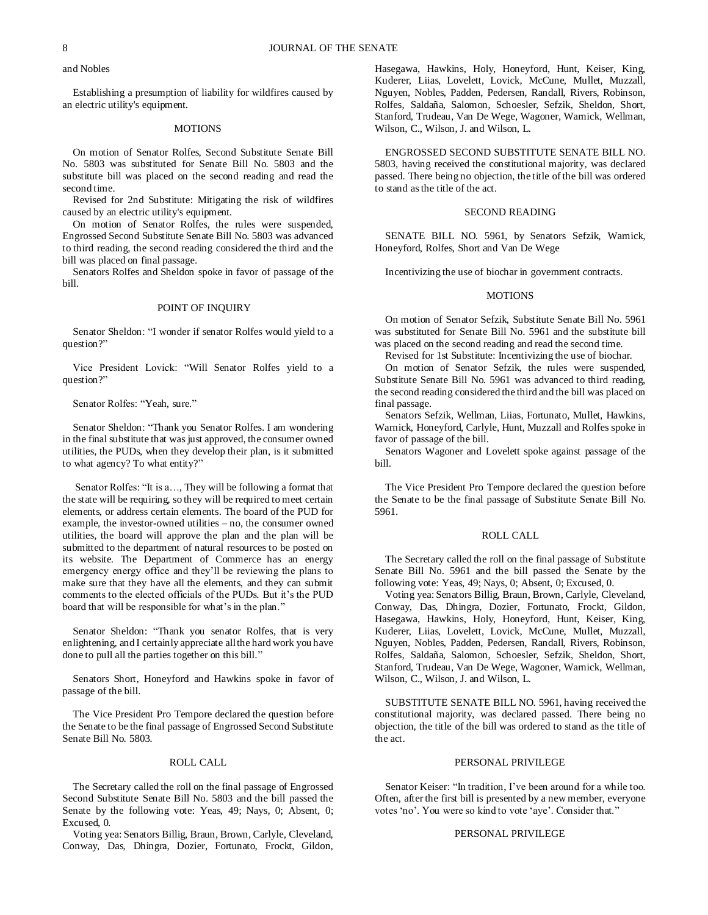and Nobles

Establishing a presumption of liability for wildfires caused by an electric utility's equipment.

MOTIONS

On motion of Senator Rolfes, Second Substitute Senate Bill No. 5803 was substituted for Senate Bill No. 5803 and the substitute bill was placed on the second reading and read the second time.

Revised for 2nd Substitute: Mitigating the risk of wildfires caused by an electric utility's equipment.

On motion of Senator Rolfes, the rules were suspended, Engrossed Second Substitute Senate Bill No. 5803 was advanced to third reading, the second reading considered the third and the bill was placed on final passage.

Senators Rolfes and Sheldon spoke in favor of passage of the bill.

POINT OF INQUIRY

Senator Sheldon: "I wonder if senator Rolfes would yield to a question?"

Vice President Lovick: "Will Senator Rolfes yield to a question?"

Senator Rolfes: "Yeah, sure."

Senator Sheldon: "Thank you Senator Rolfes. I am wondering in the final substitute that was just approved, the consumer owned utilities, the PUDs, when they develop their plan, is it submitted to what agency? To what entity?"

Senator Rolfes: "It is a…, They will be following a format that the state will be requiring, so they will be required to meet certain elements, or address certain elements. The board of the PUD for example, the investor-owned utilities – no, the consumer owned utilities, the board will approve the plan and the plan will be submitted to the department of natural resources to be posted on its website. The Department of Commerce has an energy emergency energy office and they'll be reviewing the plans to make sure that they have all the elements, and they can submit comments to the elected officials of the PUDs. But it's the PUD board that will be responsible for what's in the plan."

Senator Sheldon: "Thank you senator Rolfes, that is very enlightening, and I certainly appreciate all the hard work you have done to pull all the parties together on this bill."

Senators Short, Honeyford and Hawkins spoke in favor of passage of the bill.

The Vice President Pro Tempore declared the question before the Senate to be the final passage of Engrossed Second Substitute Senate Bill No. 5803.

ROLL CALL

The Secretary called the roll on the final passage of Engrossed Second Substitute Senate Bill No. 5803 and the bill passed the Senate by the following vote: Yeas, 49; Nays, 0; Absent, 0; Excused, 0.

Voting yea: Senators Billig, Braun, Brown, Carlyle, Cleveland, Conway, Das, Dhingra, Dozier, Fortunato, Frockt, Gildon, Hasegawa, Hawkins, Holy, Honeyford, Hunt, Keiser, King, Kuderer, Liias, Lovelett, Lovick, McCune, Mullet, Muzzall, Nguyen, Nobles, Padden, Pedersen, Randall, Rivers, Robinson, Rolfes, Saldaña, Salomon, Schoesler, Sefzik, Sheldon, Short, Stanford, Trudeau, Van De Wege, Wagoner, Warnick, Wellman, Wilson, C., Wilson, J. and Wilson, L.

ENGROSSED SECOND SUBSTITUTE SENATE BILL NO. 5803, having received the constitutional majority, was declared passed. There being no objection, the title of the bill was ordered to stand as the title of the act.

SECOND READING

SENATE BILL NO. 5961, by Senators Sefzik, Warnick, Honeyford, Rolfes, Short and Van De Wege

Incentivizing the use of biochar in government contracts.

MOTIONS

On motion of Senator Sefzik, Substitute Senate Bill No. 5961 was substituted for Senate Bill No. 5961 and the substitute bill was placed on the second reading and read the second time.

Revised for 1st Substitute: Incentivizing the use of biochar.

On motion of Senator Sefzik, the rules were suspended, Substitute Senate Bill No. 5961 was advanced to third reading, the second reading considered the third and the bill was placed on final passage.

Senators Sefzik, Wellman, Liias, Fortunato, Mullet, Hawkins, Warnick, Honeyford, Carlyle, Hunt, Muzzall and Rolfes spoke in favor of passage of the bill.

Senators Wagoner and Lovelett spoke against passage of the bill.

The Vice President Pro Tempore declared the question before the Senate to be the final passage of Substitute Senate Bill No. 5961.

ROLL CALL

The Secretary called the roll on the final passage of Substitute Senate Bill No. 5961 and the bill passed the Senate by the following vote: Yeas, 49; Nays, 0; Absent, 0; Excused, 0.

Voting yea: Senators Billig, Braun, Brown, Carlyle, Cleveland, Conway, Das, Dhingra, Dozier, Fortunato, Frockt, Gildon, Hasegawa, Hawkins, Holy, Honeyford, Hunt, Keiser, King, Kuderer, Liias, Lovelett, Lovick, McCune, Mullet, Muzzall, Nguyen, Nobles, Padden, Pedersen, Randall, Rivers, Robinson, Rolfes, Saldaña, Salomon, Schoesler, Sefzik, Sheldon, Short, Stanford, Trudeau, Van De Wege, Wagoner, Warnick, Wellman, Wilson, C., Wilson, J. and Wilson, L.

SUBSTITUTE SENATE BILL NO. 5961, having received the constitutional majority, was declared passed. There being no objection, the title of the bill was ordered to stand as the title of the act.

PERSONAL PRIVILEGE

Senator Keiser: "In tradition, I've been around for a while too. Often, after the first bill is presented by a new member, everyone votes 'no'. You were so kind to vote 'aye'. Consider that."

PERSONAL PRIVILEGE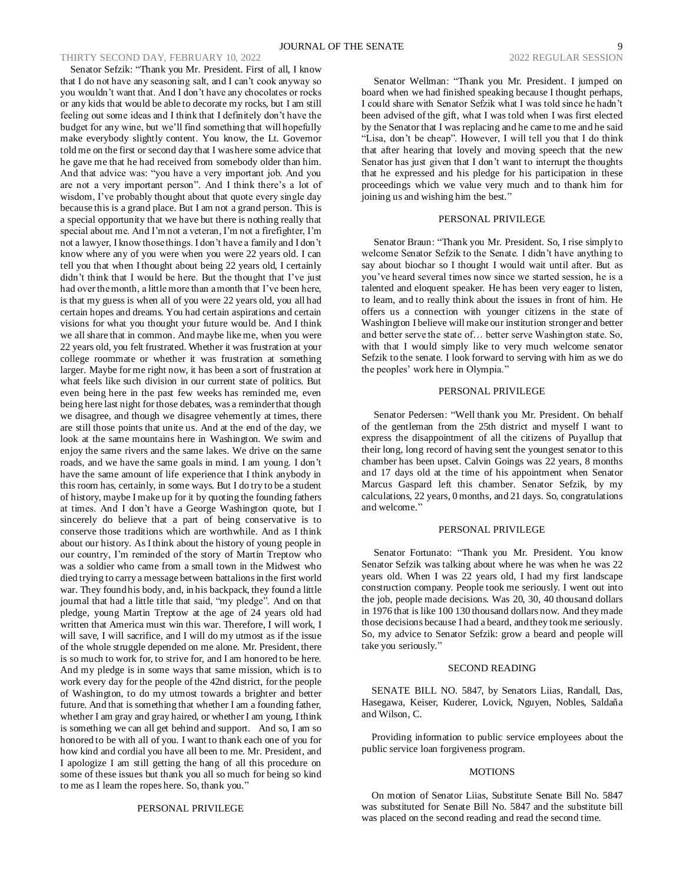Senator Sefzik: "Thank you Mr. President. First of all, I know that I do not have any seasoning salt, and I can't cook anyway so you wouldn't want that. And I don't have any chocolates or rocks or any kids that would be able to decorate my rocks, but I am still feeling out some ideas and I think that I definitely don't have the budget for any wine, but we'll find something that will hopefully make everybody slightly content. You know, the Lt. Governor told me on the first or second day that I was here some advice that he gave me that he had received from somebody older than him. And that advice was: "you have a very important job. And you are not a very important person". And I think there's a lot of wisdom, I've probably thought about that quote every single day because this is a grand place. But I am not a grand person. This is a special opportunity that we have but there is nothing really that special about me. And I'm not a veteran, I'm not a firefighter, I'm not a lawyer, I know those things. I don't have a family and I don't know where any of you were when you were 22 years old. I can tell you that when I thought about being 22 years old, I certainly didn't think that I would be here. But the thought that I've just had over the month, a little more than a month that I've been here, is that my guess is when all of you were 22 years old, you all had certain hopes and dreams. You had certain aspirations and certain visions for what you thought your future would be. And I think we all share that in common. And maybe like me, when you were 22 years old, you felt frustrated. Whether it was frustration at your college roommate or whether it was frustration at something larger. Maybe for me right now, it has been a sort of frustration at what feels like such division in our current state of politics. But even being here in the past few weeks has reminded me, even being here last night for those debates, was a reminder that though we disagree, and though we disagree vehemently at times, there are still those points that unite us. And at the end of the day, we look at the same mountains here in Washington. We swim and enjoy the same rivers and the same lakes. We drive on the same roads, and we have the same goals in mind. I am young. I don't have the same amount of life experience that I think anybody in this room has, certainly, in some ways. But I do try to be a student of history, maybe I make up for it by quoting the founding fathers at times. And I don't have a George Washington quote, but I sincerely do believe that a part of being conservative is to conserve those traditions which are worthwhile. And as I think about our history. As I think about the history of young people in our country, I'm reminded of the story of Martin Treptow who was a soldier who came from a small town in the Midwest who died trying to carry a message between battalions in the first world war. They found his body, and, in his backpack, they found a little journal that had a little title that said, "my pledge". And on that pledge, young Martin Treptow at the age of 24 years old had written that America must win this war. Therefore, I will work, I will save, I will sacrifice, and I will do my utmost as if the issue of the whole struggle depended on me alone. Mr. President, there is so much to work for, to strive for, and I am honored to be here. And my pledge is in some ways that same mission, which is to work every day for the people of the 42nd district, for the people of Washington, to do my utmost towards a brighter and better future. And that is something that whether I am a founding father, whether I am gray and gray haired, or whether I am young, I think is something we can all get behind and support. And so, I am so honored to be with all of you. I want to thank each one of you for how kind and cordial you have all been to me. Mr. President, and I apologize I am still getting the hang of all this procedure on some of these issues but thank you all so much for being so kind to me as I learn the ropes here. So, thank you."

PERSONAL PRIVILEGE

Senator Wellman: "Thank you Mr. President. I jumped on board when we had finished speaking because I thought perhaps, I could share with Senator Sefzik what I was told since he hadn't been advised of the gift, what I was told when I was first elected by the Senator that I was replacing and he came to me and he said "Lisa, don't be cheap". However, I will tell you that I do think that after hearing that lovely and moving speech that the new Senator has just given that I don't want to interrupt the thoughts that he expressed and his pledge for his participation in these proceedings which we value very much and to thank him for joining us and wishing him the best."

PERSONAL PRIVILEGE

Senator Braun: "Thank you Mr. President. So, I rise simply to welcome Senator Sefzik to the Senate. I didn't have anything to say about biochar so I thought I would wait until after. But as you've heard several times now since we started session, he is a talented and eloquent speaker. He has been very eager to listen, to learn, and to really think about the issues in front of him. He offers us a connection with younger citizens in the state of Washington I believe will make our institution stronger and better and better serve the state of… better serve Washington state. So, with that I would simply like to very much welcome senator Sefzik to the senate. I look forward to serving with him as we do the peoples' work here in Olympia."

PERSONAL PRIVILEGE

Senator Pedersen: "Well thank you Mr. President. On behalf of the gentleman from the 25th district and myself I want to express the disappointment of all the citizens of Puyallup that their long, long record of having sent the youngest senator to this chamber has been upset. Calvin Goings was 22 years, 8 months and 17 days old at the time of his appointment when Senator Marcus Gaspard left this chamber. Senator Sefzik, by my calculations, 22 years, 0 months, and 21 days. So, congratulations and welcome."

PERSONAL PRIVILEGE

Senator Fortunato: "Thank you Mr. President. You know Senator Sefzik was talking about where he was when he was 22 years old. When I was 22 years old, I had my first landscape construction company. People took me seriously. I went out into the job, people made decisions. Was 20, 30, 40 thousand dollars in 1976 that is like 100 130 thousand dollars now. And they made those decisions because I had a beard, and they took me seriously. So, my advice to Senator Sefzik: grow a beard and people will take you seriously."

SECOND READING

SENATE BILL NO. 5847, by Senators Liias, Randall, Das, Hasegawa, Keiser, Kuderer, Lovick, Nguyen, Nobles, Saldaña and Wilson, C.

Providing information to public service employees about the public service loan forgiveness program.

MOTIONS

On motion of Senator Liias, Substitute Senate Bill No. 5847 was substituted for Senate Bill No. 5847 and the substitute bill was placed on the second reading and read the second time.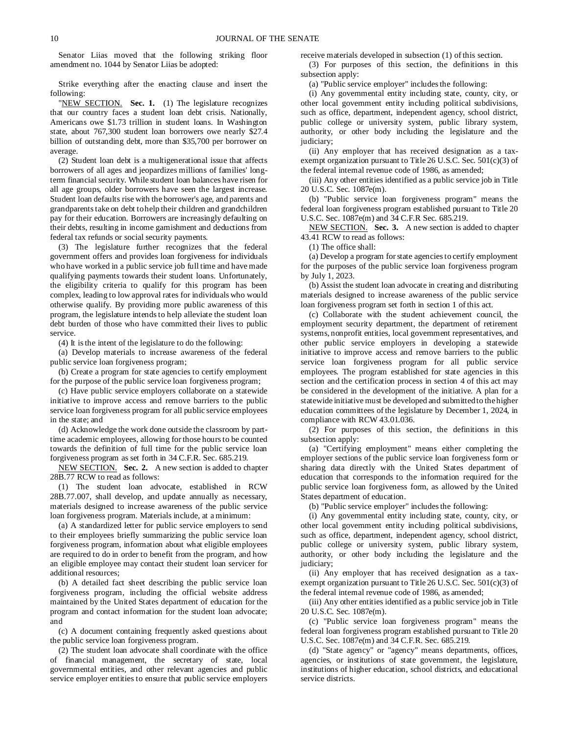Senator Liias moved that the following striking floor amendment no. 1044 by Senator Liias be adopted:

Strike everything after the enacting clause and insert the following:

"NEW SECTION. **Sec. 1.** (1) The legislature recognizes that our country faces a student loan debt crisis. Nationally, Americans owe $1.73 trillion in student loans. In Washington state, about 767,300 student loan borrowers owe nearly $27.4 billion of outstanding debt, more than $35,700 per borrower on average.

(2) Student loan debt is a multigenerational issue that affects borrowers of all ages and jeopardizes millions of families' long-term financial security. While student loan balances have risen for all age groups, older borrowers have seen the largest increase. Student loan defaults rise with the borrower's age, and parents and grandparents take on debt to help their children and grandchildren pay for their education. Borrowers are increasingly defaulting on their debts, resulting in income garnishment and deductions from federal tax refunds or social security payments.

(3) The legislature further recognizes that the federal government offers and provides loan forgiveness for individuals who have worked in a public service job full time and have made qualifying payments towards their student loans. Unfortunately, the eligibility criteria to qualify for this program has been complex, leading to low approval rates for individuals who would otherwise qualify. By providing more public awareness of this program, the legislature intends to help alleviate the student loan debt burden of those who have committed their lives to public service.

(4) It is the intent of the legislature to do the following:

(a) Develop materials to increase awareness of the federal public service loan forgiveness program;

(b) Create a program for state agencies to certify employment for the purpose of the public service loan forgiveness program;

(c) Have public service employers collaborate on a statewide initiative to improve access and remove barriers to the public service loan forgiveness program for all public service employees in the state; and

(d) Acknowledge the work done outside the classroom by part-time academic employees, allowing for those hours to be counted towards the definition of full time for the public service loan forgiveness program as set forth in 34 C.F.R. Sec. 685.219.

NEW SECTION. **Sec. 2.** A new section is added to chapter 28B.77 RCW to read as follows:

(1) The student loan advocate, established in RCW 28B.77.007, shall develop, and update annually as necessary, materials designed to increase awareness of the public service loan forgiveness program. Materials include, at a minimum:

(a) A standardized letter for public service employers to send to their employees briefly summarizing the public service loan forgiveness program, information about what eligible employees are required to do in order to benefit from the program, and how an eligible employee may contact their student loan servicer for additional resources;

(b) A detailed fact sheet describing the public service loan forgiveness program, including the official website address maintained by the United States department of education for the program and contact information for the student loan advocate; and

(c) A document containing frequently asked questions about the public service loan forgiveness program.

(2) The student loan advocate shall coordinate with the office of financial management, the secretary of state, local governmental entities, and other relevant agencies and public service employer entities to ensure that public service employers receive materials developed in subsection (1) of this section.

(3) For purposes of this section, the definitions in this subsection apply:

(a) "Public service employer" includes the following:

(i) Any governmental entity including state, county, city, or other local government entity including political subdivisions, such as office, department, independent agency, school district, public college or university system, public library system, authority, or other body including the legislature and the judiciary;

(ii) Any employer that has received designation as a tax-exempt organization pursuant to Title 26 U.S.C. Sec. 501(c)(3) of the federal internal revenue code of 1986, as amended;

(iii) Any other entities identified as a public service job in Title 20 U.S.C. Sec. 1087e(m).

(b) "Public service loan forgiveness program" means the federal loan forgiveness program established pursuant to Title 20 U.S.C. Sec. 1087e(m) and 34 C.F.R Sec. 685.219.

NEW SECTION. **Sec. 3.** A new section is added to chapter 43.41 RCW to read as follows:

(1) The office shall:

(a) Develop a program for state agencies to certify employment for the purposes of the public service loan forgiveness program by July 1, 2023.

(b) Assist the student loan advocate in creating and distributing materials designed to increase awareness of the public service loan forgiveness program set forth in section 1 of this act.

(c) Collaborate with the student achievement council, the employment security department, the department of retirement systems, nonprofit entities, local government representatives, and other public service employers in developing a statewide initiative to improve access and remove barriers to the public service loan forgiveness program for all public service employees. The program established for state agencies in this section and the certification process in section 4 of this act may be considered in the development of the initiative. A plan for a statewide initiative must be developed and submitted to the higher education committees of the legislature by December 1, 2024, in compliance with RCW 43.01.036.

(2) For purposes of this section, the definitions in this subsection apply:

(a) "Certifying employment" means either completing the employer sections of the public service loan forgiveness form or sharing data directly with the United States department of education that corresponds to the information required for the public service loan forgiveness form, as allowed by the United States department of education.

(b) "Public service employer" includes the following:

(i) Any governmental entity including state, county, city, or other local government entity including political subdivisions, such as office, department, independent agency, school district, public college or university system, public library system, authority, or other body including the legislature and the judiciary;

(ii) Any employer that has received designation as a tax-exempt organization pursuant to Title 26 U.S.C. Sec. 501(c)(3) of the federal internal revenue code of 1986, as amended;

(iii) Any other entities identified as a public service job in Title 20 U.S.C. Sec. 1087e(m).

(c) "Public service loan forgiveness program" means the federal loan forgiveness program established pursuant to Title 20 U.S.C. Sec. 1087e(m) and 34 C.F.R. Sec. 685.219.

(d) "State agency" or "agency" means departments, offices, agencies, or institutions of state government, the legislature, institutions of higher education, school districts, and educational service districts.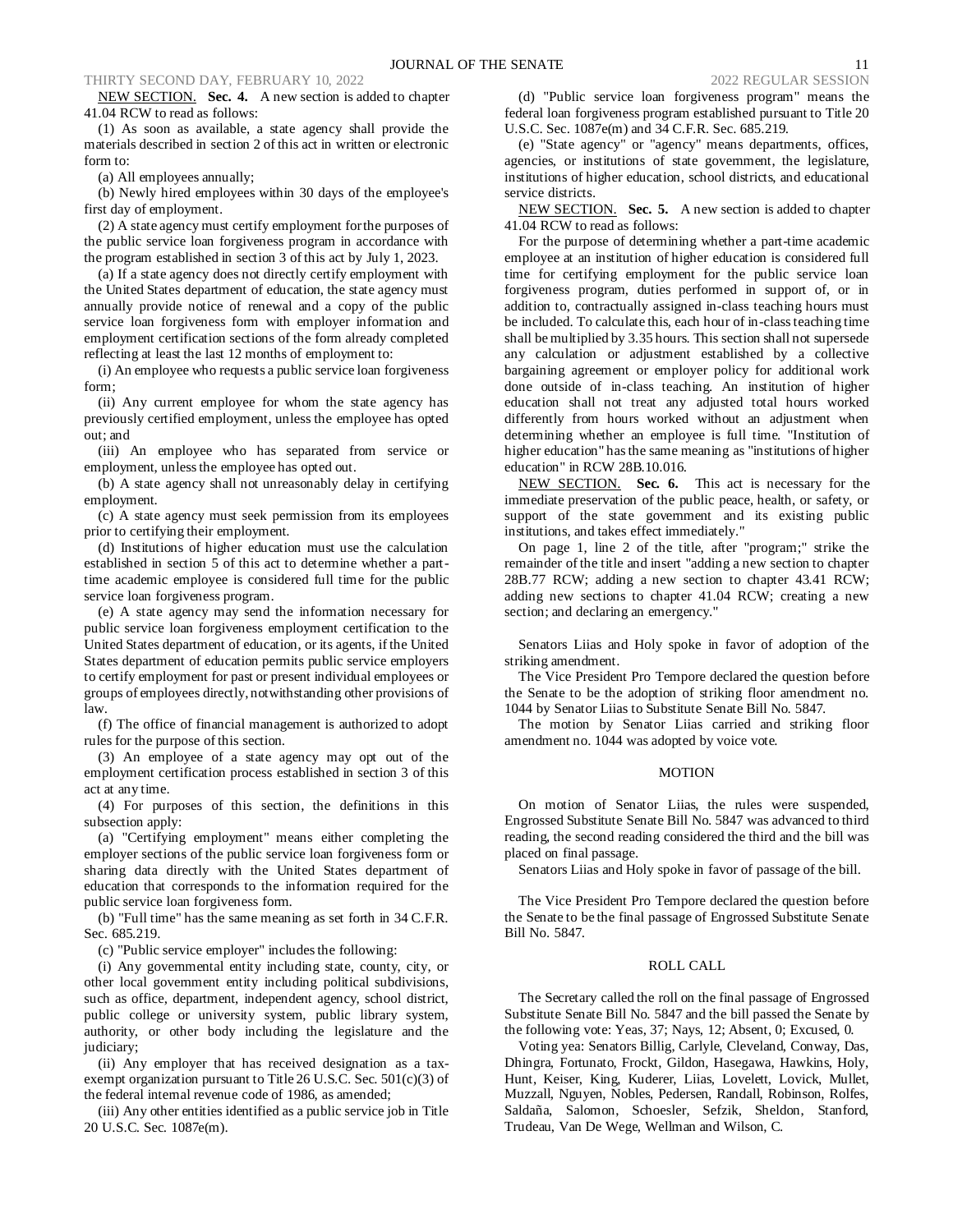NEW SECTION. **Sec. 4.** A new section is added to chapter 41.04 RCW to read as follows:

(1) As soon as available, a state agency shall provide the materials described in section 2 of this act in written or electronic form to:

(a) All employees annually;

(b) Newly hired employees within 30 days of the employee's first day of employment.

(2) A state agency must certify employment for the purposes of the public service loan forgiveness program in accordance with the program established in section 3 of this act by July 1, 2023.

(a) If a state agency does not directly certify employment with the United States department of education, the state agency must annually provide notice of renewal and a copy of the public service loan forgiveness form with employer information and employment certification sections of the form already completed reflecting at least the last 12 months of employment to:

(i) An employee who requests a public service loan forgiveness form;

(ii) Any current employee for whom the state agency has previously certified employment, unless the employee has opted out; and

(iii) An employee who has separated from service or employment, unless the employee has opted out.

(b) A state agency shall not unreasonably delay in certifying employment.

(c) A state agency must seek permission from its employees prior to certifying their employment.

(d) Institutions of higher education must use the calculation established in section 5 of this act to determine whether a part-time academic employee is considered full time for the public service loan forgiveness program.

(e) A state agency may send the information necessary for public service loan forgiveness employment certification to the United States department of education, or its agents, if the United States department of education permits public service employers to certify employment for past or present individual employees or groups of employees directly, notwithstanding other provisions of law.

(f) The office of financial management is authorized to adopt rules for the purpose of this section.

(3) An employee of a state agency may opt out of the employment certification process established in section 3 of this act at any time.

(4) For purposes of this section, the definitions in this subsection apply:

(a) "Certifying employment" means either completing the employer sections of the public service loan forgiveness form or sharing data directly with the United States department of education that corresponds to the information required for the public service loan forgiveness form.

(b) "Full time" has the same meaning as set forth in 34 C.F.R. Sec. 685.219.

(c) "Public service employer" includes the following:

(i) Any governmental entity including state, county, city, or other local government entity including political subdivisions, such as office, department, independent agency, school district, public college or university system, public library system, authority, or other body including the legislature and the judiciary;

(ii) Any employer that has received designation as a tax-exempt organization pursuant to Title 26 U.S.C. Sec. 501(c)(3) of the federal internal revenue code of 1986, as amended;

(iii) Any other entities identified as a public service job in Title 20 U.S.C. Sec. 1087e(m).

(d) "Public service loan forgiveness program" means the federal loan forgiveness program established pursuant to Title 20 U.S.C. Sec. 1087e(m) and 34 C.F.R. Sec. 685.219.

(e) "State agency" or "agency" means departments, offices, agencies, or institutions of state government, the legislature, institutions of higher education, school districts, and educational service districts.

NEW SECTION. **Sec. 5.** A new section is added to chapter 41.04 RCW to read as follows:

For the purpose of determining whether a part-time academic employee at an institution of higher education is considered full time for certifying employment for the public service loan forgiveness program, duties performed in support of, or in addition to, contractually assigned in-class teaching hours must be included. To calculate this, each hour of in-class teaching time shall be multiplied by 3.35 hours. This section shall not supersede any calculation or adjustment established by a collective bargaining agreement or employer policy for additional work done outside of in-class teaching. An institution of higher education shall not treat any adjusted total hours worked differently from hours worked without an adjustment when determining whether an employee is full time. "Institution of higher education" has the same meaning as "institutions of higher education" in RCW 28B.10.016.

NEW SECTION. **Sec. 6.** This act is necessary for the immediate preservation of the public peace, health, or safety, or support of the state government and its existing public institutions, and takes effect immediately."

On page 1, line 2 of the title, after "program;" strike the remainder of the title and insert "adding a new section to chapter 28B.77 RCW; adding a new section to chapter 43.41 RCW; adding new sections to chapter 41.04 RCW; creating a new section; and declaring an emergency."

Senators Liias and Holy spoke in favor of adoption of the striking amendment.

The Vice President Pro Tempore declared the question before the Senate to be the adoption of striking floor amendment no. 1044 by Senator Liias to Substitute Senate Bill No. 5847.

The motion by Senator Liias carried and striking floor amendment no. 1044 was adopted by voice vote.

MOTION

On motion of Senator Liias, the rules were suspended, Engrossed Substitute Senate Bill No. 5847 was advanced to third reading, the second reading considered the third and the bill was placed on final passage.

Senators Liias and Holy spoke in favor of passage of the bill.

The Vice President Pro Tempore declared the question before the Senate to be the final passage of Engrossed Substitute Senate Bill No. 5847.

ROLL CALL

The Secretary called the roll on the final passage of Engrossed Substitute Senate Bill No. 5847 and the bill passed the Senate by the following vote: Yeas, 37; Nays, 12; Absent, 0; Excused, 0.

Voting yea: Senators Billig, Carlyle, Cleveland, Conway, Das, Dhingra, Fortunato, Frockt, Gildon, Hasegawa, Hawkins, Holy, Hunt, Keiser, King, Kuderer, Liias, Lovelett, Lovick, Mullet, Muzzall, Nguyen, Nobles, Pedersen, Randall, Robinson, Rolfes, Saldaña, Salomon, Schoesler, Sefzik, Sheldon, Stanford, Trudeau, Van De Wege, Wellman and Wilson, C.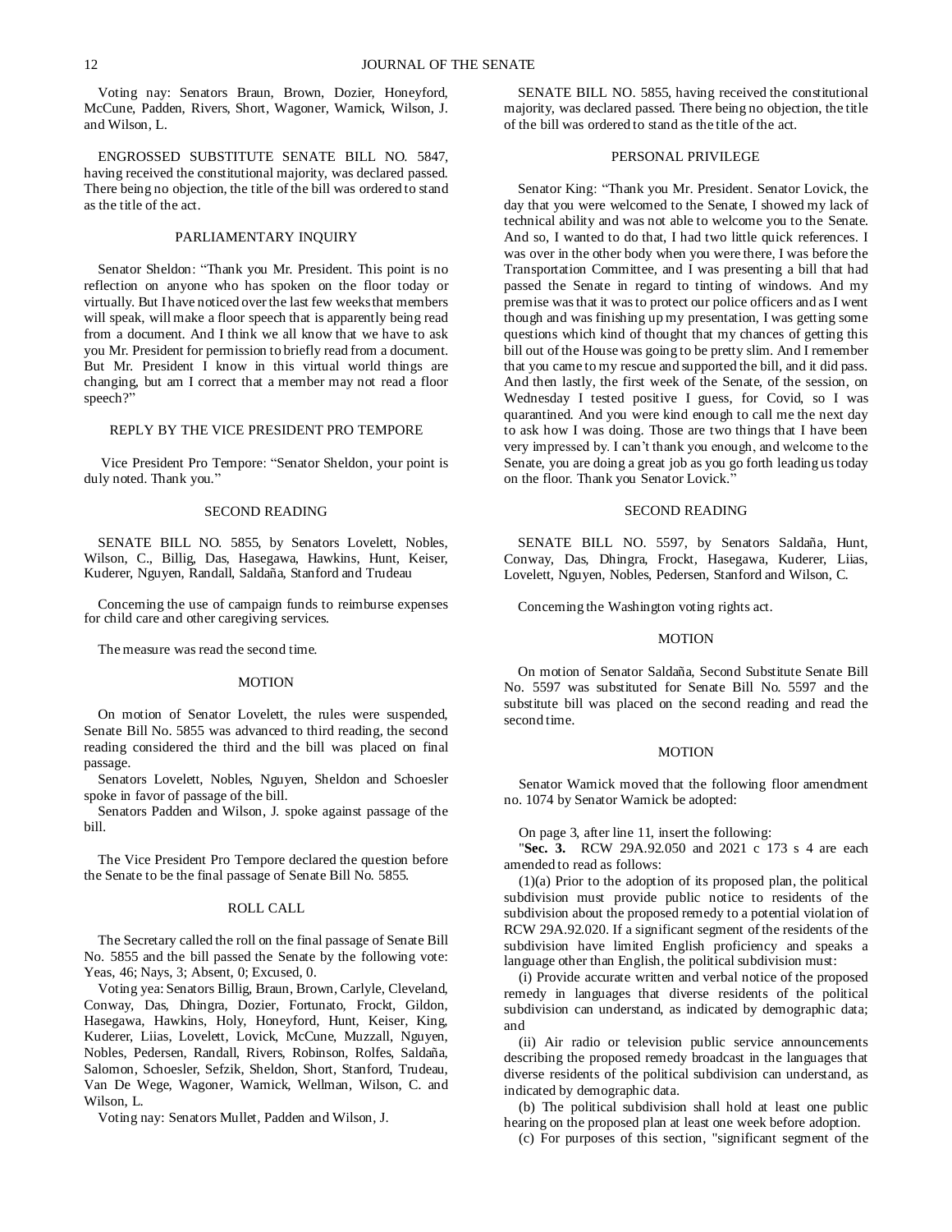Voting nay: Senators Braun, Brown, Dozier, Honeyford, McCune, Padden, Rivers, Short, Wagoner, Warnick, Wilson, J. and Wilson, L.

ENGROSSED SUBSTITUTE SENATE BILL NO. 5847, having received the constitutional majority, was declared passed. There being no objection, the title of the bill was ordered to stand as the title of the act.

## PARLIAMENTARY INQUIRY

Senator Sheldon: "Thank you Mr. President. This point is no reflection on anyone who has spoken on the floor today or virtually. But I have noticed over the last few weeks that members will speak, will make a floor speech that is apparently being read from a document. And I think we all know that we have to ask you Mr. President for permission to briefly read from a document. But Mr. President I know in this virtual world things are changing, but am I correct that a member may not read a floor speech?"

## REPLY BY THE VICE PRESIDENT PRO TEMPORE

Vice President Pro Tempore: "Senator Sheldon, your point is duly noted. Thank you."

## SECOND READING

SENATE BILL NO. 5855, by Senators Lovelett, Nobles, Wilson, C., Billig, Das, Hasegawa, Hawkins, Hunt, Keiser, Kuderer, Nguyen, Randall, Saldaña, Stanford and Trudeau

Concerning the use of campaign funds to reimburse expenses for child care and other caregiving services.

The measure was read the second time.

## MOTION

On motion of Senator Lovelett, the rules were suspended, Senate Bill No. 5855 was advanced to third reading, the second reading considered the third and the bill was placed on final passage.

Senators Lovelett, Nobles, Nguyen, Sheldon and Schoesler spoke in favor of passage of the bill.

Senators Padden and Wilson, J. spoke against passage of the bill.

The Vice President Pro Tempore declared the question before the Senate to be the final passage of Senate Bill No. 5855.

## ROLL CALL

The Secretary called the roll on the final passage of Senate Bill No. 5855 and the bill passed the Senate by the following vote: Yeas, 46; Nays, 3; Absent, 0; Excused, 0.

Voting yea: Senators Billig, Braun, Brown, Carlyle, Cleveland, Conway, Das, Dhingra, Dozier, Fortunato, Frockt, Gildon, Hasegawa, Hawkins, Holy, Honeyford, Hunt, Keiser, King, Kuderer, Liias, Lovelett, Lovick, McCune, Muzzall, Nguyen, Nobles, Pedersen, Randall, Rivers, Robinson, Rolfes, Saldaña, Salomon, Schoesler, Sefzik, Sheldon, Short, Stanford, Trudeau, Van De Wege, Wagoner, Warnick, Wellman, Wilson, C. and Wilson, L.

Voting nay: Senators Mullet, Padden and Wilson, J.

SENATE BILL NO. 5855, having received the constitutional majority, was declared passed. There being no objection, the title of the bill was ordered to stand as the title of the act.

## PERSONAL PRIVILEGE

Senator King: "Thank you Mr. President. Senator Lovick, the day that you were welcomed to the Senate, I showed my lack of technical ability and was not able to welcome you to the Senate. And so, I wanted to do that, I had two little quick references. I was over in the other body when you were there, I was before the Transportation Committee, and I was presenting a bill that had passed the Senate in regard to tinting of windows. And my premise was that it was to protect our police officers and as I went though and was finishing up my presentation, I was getting some questions which kind of thought that my chances of getting this bill out of the House was going to be pretty slim. And I remember that you came to my rescue and supported the bill, and it did pass. And then lastly, the first week of the Senate, of the session, on Wednesday I tested positive I guess, for Covid, so I was quarantined. And you were kind enough to call me the next day to ask how I was doing. Those are two things that I have been very impressed by. I can't thank you enough, and welcome to the Senate, you are doing a great job as you go forth leading us today on the floor. Thank you Senator Lovick."

## SECOND READING

SENATE BILL NO. 5597, by Senators Saldaña, Hunt, Conway, Das, Dhingra, Frockt, Hasegawa, Kuderer, Liias, Lovelett, Nguyen, Nobles, Pedersen, Stanford and Wilson, C.

Concerning the Washington voting rights act.

## MOTION

On motion of Senator Saldaña, Second Substitute Senate Bill No. 5597 was substituted for Senate Bill No. 5597 and the substitute bill was placed on the second reading and read the second time.

## MOTION

Senator Warnick moved that the following floor amendment no. 1074 by Senator Warnick be adopted:

On page 3, after line 11, insert the following:

"**Sec. 3.** RCW 29A.92.050 and 2021 c 173 s 4 are each amended to read as follows:

(1)(a) Prior to the adoption of its proposed plan, the political subdivision must provide public notice to residents of the subdivision about the proposed remedy to a potential violation of RCW 29A.92.020. If a significant segment of the residents of the subdivision have limited English proficiency and speaks a language other than English, the political subdivision must:

(i) Provide accurate written and verbal notice of the proposed remedy in languages that diverse residents of the political subdivision can understand, as indicated by demographic data; and

(ii) Air radio or television public service announcements describing the proposed remedy broadcast in the languages that diverse residents of the political subdivision can understand, as indicated by demographic data.

(b) The political subdivision shall hold at least one public hearing on the proposed plan at least one week before adoption.

(c) For purposes of this section, "significant segment of the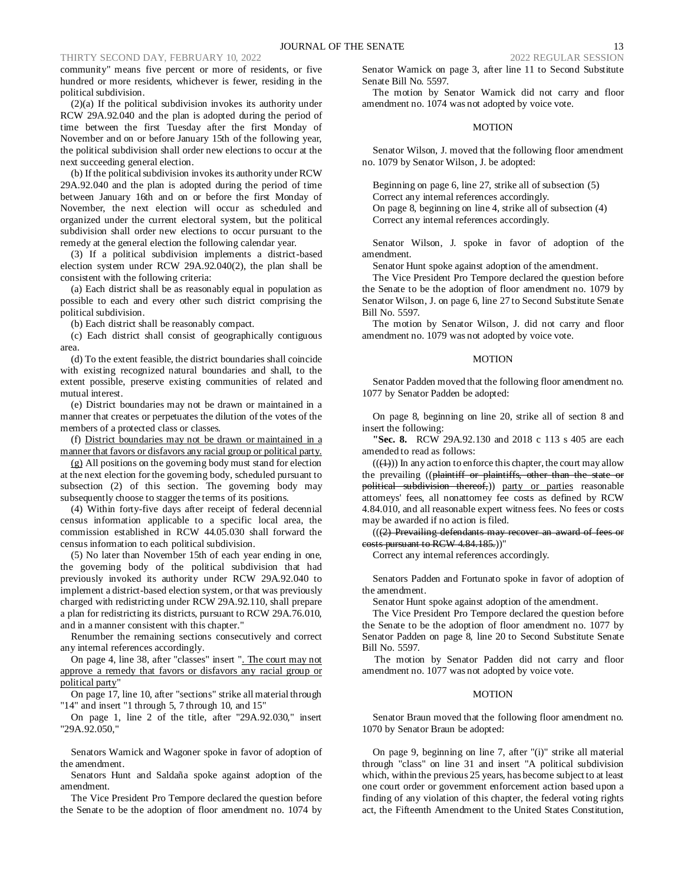community" means five percent or more of residents, or five hundred or more residents, whichever is fewer, residing in the political subdivision.

(2)(a) If the political subdivision invokes its authority under RCW 29A.92.040 and the plan is adopted during the period of time between the first Tuesday after the first Monday of November and on or before January 15th of the following year, the political subdivision shall order new elections to occur at the next succeeding general election.

(b) If the political subdivision invokes its authority under RCW 29A.92.040 and the plan is adopted during the period of time between January 16th and on or before the first Monday of November, the next election will occur as scheduled and organized under the current electoral system, but the political subdivision shall order new elections to occur pursuant to the remedy at the general election the following calendar year.

(3) If a political subdivision implements a district-based election system under RCW 29A.92.040(2), the plan shall be consistent with the following criteria:

(a) Each district shall be as reasonably equal in population as possible to each and every other such district comprising the political subdivision.

(b) Each district shall be reasonably compact.

(c) Each district shall consist of geographically contiguous area.

(d) To the extent feasible, the district boundaries shall coincide with existing recognized natural boundaries and shall, to the extent possible, preserve existing communities of related and mutual interest.

(e) District boundaries may not be drawn or maintained in a manner that creates or perpetuates the dilution of the votes of the members of a protected class or classes.

(f) District boundaries may not be drawn or maintained in a manner that favors or disfavors any racial group or political party.

(g) All positions on the governing body must stand for election at the next election for the governing body, scheduled pursuant to subsection (2) of this section. The governing body may subsequently choose to stagger the terms of its positions.

(4) Within forty-five days after receipt of federal decennial census information applicable to a specific local area, the commission established in RCW 44.05.030 shall forward the census information to each political subdivision.

(5) No later than November 15th of each year ending in one, the governing body of the political subdivision that had previously invoked its authority under RCW 29A.92.040 to implement a district-based election system, or that was previously charged with redistricting under RCW 29A.92.110, shall prepare a plan for redistricting its districts, pursuant to RCW 29A.76.010, and in a manner consistent with this chapter."

Renumber the remaining sections consecutively and correct any internal references accordingly.

On page 4, line 38, after "classes" insert ". The court may not approve a remedy that favors or disfavors any racial group or political party"

On page 17, line 10, after "sections" strike all material through "14" and insert "1 through 5, 7 through 10, and 15"

On page 1, line 2 of the title, after "29A.92.030," insert "29A.92.050,"

Senators Warnick and Wagoner spoke in favor of adoption of the amendment.

Senators Hunt and Saldaña spoke against adoption of the amendment.

The Vice President Pro Tempore declared the question before the Senate to be the adoption of floor amendment no. 1074 by Senator Warnick on page 3, after line 11 to Second Substitute Senate Bill No. 5597.

The motion by Senator Warnick did not carry and floor amendment no. 1074 was not adopted by voice vote.

MOTION

Senator Wilson, J. moved that the following floor amendment no. 1079 by Senator Wilson, J. be adopted:

Beginning on page 6, line 27, strike all of subsection (5)
Correct any internal references accordingly.
On page 8, beginning on line 4, strike all of subsection (4)
Correct any internal references accordingly.

Senator Wilson, J. spoke in favor of adoption of the amendment.

Senator Hunt spoke against adoption of the amendment.

The Vice President Pro Tempore declared the question before the Senate to be the adoption of floor amendment no. 1079 by Senator Wilson, J. on page 6, line 27 to Second Substitute Senate Bill No. 5597.

The motion by Senator Wilson, J. did not carry and floor amendment no. 1079 was not adopted by voice vote.

MOTION

Senator Padden moved that the following floor amendment no. 1077 by Senator Padden be adopted:

On page 8, beginning on line 20, strike all of section 8 and insert the following:

"**Sec. 8.** RCW 29A.92.130 and 2018 c 113 s 405 are each amended to read as follows:

((~~(1)~~)) In any action to enforce this chapter, the court may allow the prevailing ((~~plaintiff or plaintiffs, other than the state or political subdivision thereof,~~)) party or parties reasonable attorneys' fees, all nonattorney fee costs as defined by RCW 4.84.010, and all reasonable expert witness fees. No fees or costs may be awarded if no action is filed.

((~~(2) Prevailing defendants may recover an award of fees or costs pursuant to RCW 4.84.185.~~))"

Correct any internal references accordingly.

Senators Padden and Fortunato spoke in favor of adoption of the amendment.

Senator Hunt spoke against adoption of the amendment.

The Vice President Pro Tempore declared the question before the Senate to be the adoption of floor amendment no. 1077 by Senator Padden on page 8, line 20 to Second Substitute Senate Bill No. 5597.

The motion by Senator Padden did not carry and floor amendment no. 1077 was not adopted by voice vote.

MOTION

Senator Braun moved that the following floor amendment no. 1070 by Senator Braun be adopted:

On page 9, beginning on line 7, after "(i)" strike all material through "class" on line 31 and insert "A political subdivision which, within the previous 25 years, has become subject to at least one court order or government enforcement action based upon a finding of any violation of this chapter, the federal voting rights act, the Fifteenth Amendment to the United States Constitution,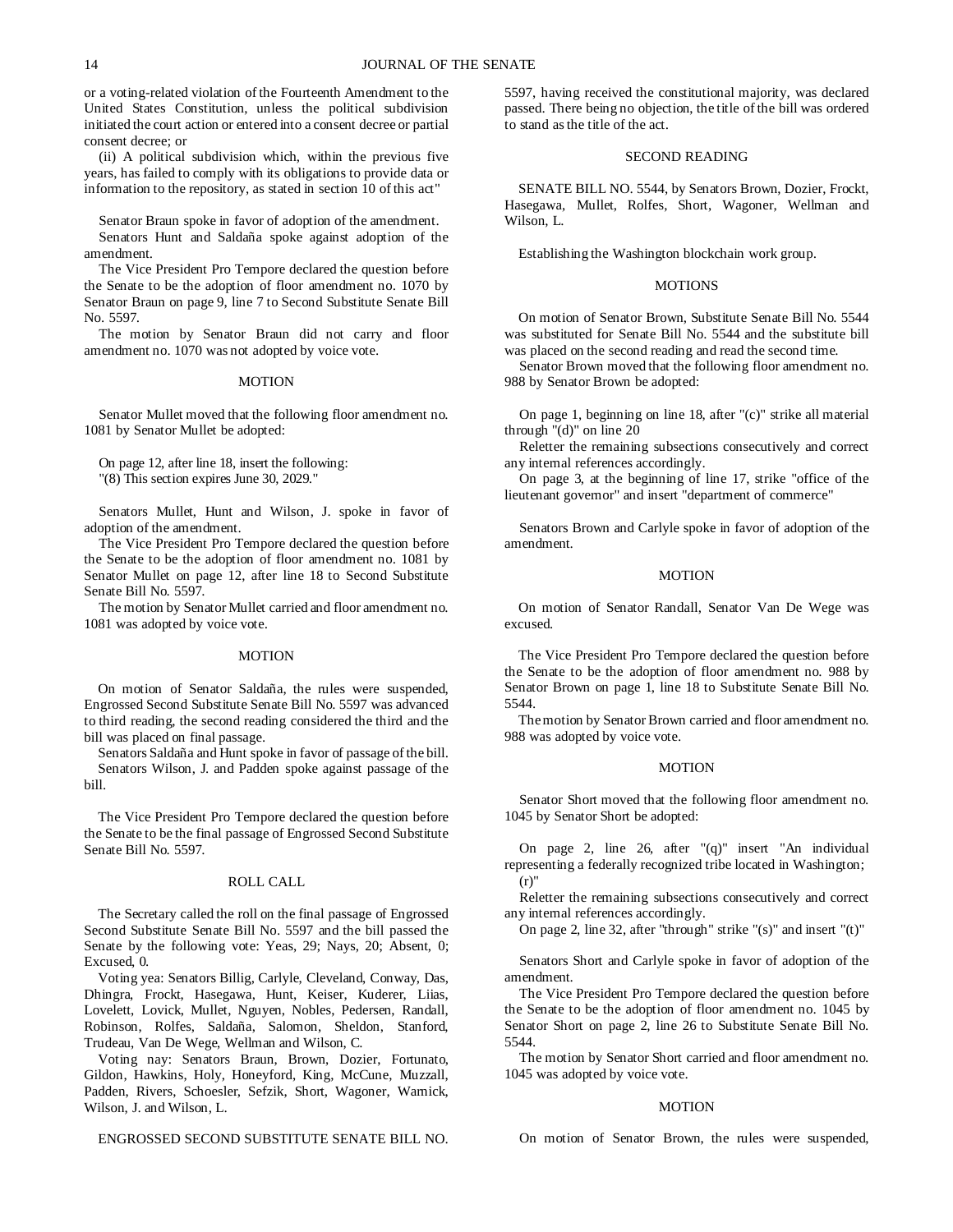or a voting-related violation of the Fourteenth Amendment to the United States Constitution, unless the political subdivision initiated the court action or entered into a consent decree or partial consent decree; or

(ii) A political subdivision which, within the previous five years, has failed to comply with its obligations to provide data or information to the repository, as stated in section 10 of this act"

Senator Braun spoke in favor of adoption of the amendment.

Senators Hunt and Saldaña spoke against adoption of the amendment.

The Vice President Pro Tempore declared the question before the Senate to be the adoption of floor amendment no. 1070 by Senator Braun on page 9, line 7 to Second Substitute Senate Bill No. 5597.

The motion by Senator Braun did not carry and floor amendment no. 1070 was not adopted by voice vote.

## MOTION

Senator Mullet moved that the following floor amendment no. 1081 by Senator Mullet be adopted:

On page 12, after line 18, insert the following:
"(8) This section expires June 30, 2029."

Senators Mullet, Hunt and Wilson, J. spoke in favor of adoption of the amendment.

The Vice President Pro Tempore declared the question before the Senate to be the adoption of floor amendment no. 1081 by Senator Mullet on page 12, after line 18 to Second Substitute Senate Bill No. 5597.

The motion by Senator Mullet carried and floor amendment no. 1081 was adopted by voice vote.

## MOTION

On motion of Senator Saldaña, the rules were suspended, Engrossed Second Substitute Senate Bill No. 5597 was advanced to third reading, the second reading considered the third and the bill was placed on final passage.

Senators Saldaña and Hunt spoke in favor of passage of the bill.

Senators Wilson, J. and Padden spoke against passage of the bill.

The Vice President Pro Tempore declared the question before the Senate to be the final passage of Engrossed Second Substitute Senate Bill No. 5597.

## ROLL CALL

The Secretary called the roll on the final passage of Engrossed Second Substitute Senate Bill No. 5597 and the bill passed the Senate by the following vote: Yeas, 29; Nays, 20; Absent, 0; Excused, 0.

Voting yea: Senators Billig, Carlyle, Cleveland, Conway, Das, Dhingra, Frockt, Hasegawa, Hunt, Keiser, Kuderer, Liias, Lovelett, Lovick, Mullet, Nguyen, Nobles, Pedersen, Randall, Robinson, Rolfes, Saldaña, Salomon, Sheldon, Stanford, Trudeau, Van De Wege, Wellman and Wilson, C.

Voting nay: Senators Braun, Brown, Dozier, Fortunato, Gildon, Hawkins, Holy, Honeyford, King, McCune, Muzzall, Padden, Rivers, Schoesler, Sefzik, Short, Wagoner, Warnick, Wilson, J. and Wilson, L.

ENGROSSED SECOND SUBSTITUTE SENATE BILL NO. 5597, having received the constitutional majority, was declared passed. There being no objection, the title of the bill was ordered to stand as the title of the act.

## SECOND READING

SENATE BILL NO. 5544, by Senators Brown, Dozier, Frockt, Hasegawa, Mullet, Rolfes, Short, Wagoner, Wellman and Wilson, L.

Establishing the Washington blockchain work group.

## MOTIONS

On motion of Senator Brown, Substitute Senate Bill No. 5544 was substituted for Senate Bill No. 5544 and the substitute bill was placed on the second reading and read the second time.

Senator Brown moved that the following floor amendment no. 988 by Senator Brown be adopted:

On page 1, beginning on line 18, after "(c)" strike all material through "(d)" on line 20

Reletter the remaining subsections consecutively and correct any internal references accordingly.

On page 3, at the beginning of line 17, strike "office of the lieutenant governor" and insert "department of commerce"

Senators Brown and Carlyle spoke in favor of adoption of the amendment.

## MOTION

On motion of Senator Randall, Senator Van De Wege was excused.

The Vice President Pro Tempore declared the question before the Senate to be the adoption of floor amendment no. 988 by Senator Brown on page 1, line 18 to Substitute Senate Bill No. 5544.

The motion by Senator Brown carried and floor amendment no. 988 was adopted by voice vote.

## MOTION

Senator Short moved that the following floor amendment no. 1045 by Senator Short be adopted:

On page 2, line 26, after "(q)" insert "An individual representing a federally recognized tribe located in Washington; (r)"

Reletter the remaining subsections consecutively and correct any internal references accordingly.

On page 2, line 32, after "through" strike "(s)" and insert "(t)"

Senators Short and Carlyle spoke in favor of adoption of the amendment.

The Vice President Pro Tempore declared the question before the Senate to be the adoption of floor amendment no. 1045 by Senator Short on page 2, line 26 to Substitute Senate Bill No. 5544.

The motion by Senator Short carried and floor amendment no. 1045 was adopted by voice vote.

## MOTION

On motion of Senator Brown, the rules were suspended,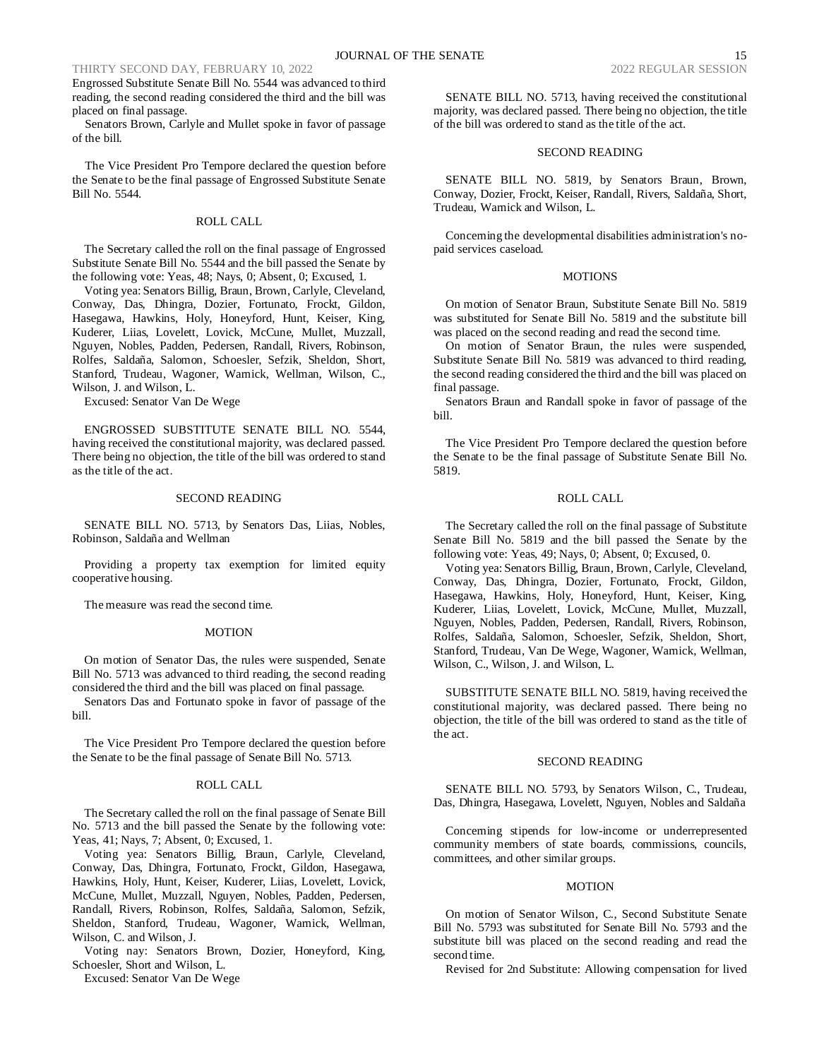Engrossed Substitute Senate Bill No. 5544 was advanced to third reading, the second reading considered the third and the bill was placed on final passage.

Senators Brown, Carlyle and Mullet spoke in favor of passage of the bill.

The Vice President Pro Tempore declared the question before the Senate to be the final passage of Engrossed Substitute Senate Bill No. 5544.

ROLL CALL

The Secretary called the roll on the final passage of Engrossed Substitute Senate Bill No. 5544 and the bill passed the Senate by the following vote: Yeas, 48; Nays, 0; Absent, 0; Excused, 1.

Voting yea: Senators Billig, Braun, Brown, Carlyle, Cleveland, Conway, Das, Dhingra, Dozier, Fortunato, Frockt, Gildon, Hasegawa, Hawkins, Holy, Honeyford, Hunt, Keiser, King, Kuderer, Liias, Lovelett, Lovick, McCune, Mullet, Muzzall, Nguyen, Nobles, Padden, Pedersen, Randall, Rivers, Robinson, Rolfes, Saldaña, Salomon, Schoesler, Sefzik, Sheldon, Short, Stanford, Trudeau, Wagoner, Warnick, Wellman, Wilson, C., Wilson, J. and Wilson, L.

Excused: Senator Van De Wege

ENGROSSED SUBSTITUTE SENATE BILL NO. 5544, having received the constitutional majority, was declared passed. There being no objection, the title of the bill was ordered to stand as the title of the act.

SECOND READING

SENATE BILL NO. 5713, by Senators Das, Liias, Nobles, Robinson, Saldaña and Wellman

Providing a property tax exemption for limited equity cooperative housing.

The measure was read the second time.

MOTION

On motion of Senator Das, the rules were suspended, Senate Bill No. 5713 was advanced to third reading, the second reading considered the third and the bill was placed on final passage.

Senators Das and Fortunato spoke in favor of passage of the bill.

The Vice President Pro Tempore declared the question before the Senate to be the final passage of Senate Bill No. 5713.

ROLL CALL

The Secretary called the roll on the final passage of Senate Bill No. 5713 and the bill passed the Senate by the following vote: Yeas, 41; Nays, 7; Absent, 0; Excused, 1.

Voting yea: Senators Billig, Braun, Carlyle, Cleveland, Conway, Das, Dhingra, Fortunato, Frockt, Gildon, Hasegawa, Hawkins, Holy, Hunt, Keiser, Kuderer, Liias, Lovelett, Lovick, McCune, Mullet, Muzzall, Nguyen, Nobles, Padden, Pedersen, Randall, Rivers, Robinson, Rolfes, Saldaña, Salomon, Sefzik, Sheldon, Stanford, Trudeau, Wagoner, Warnick, Wellman, Wilson, C. and Wilson, J.

Voting nay: Senators Brown, Dozier, Honeyford, King, Schoesler, Short and Wilson, L.

Excused: Senator Van De Wege

SENATE BILL NO. 5713, having received the constitutional majority, was declared passed. There being no objection, the title of the bill was ordered to stand as the title of the act.

SECOND READING

SENATE BILL NO. 5819, by Senators Braun, Brown, Conway, Dozier, Frockt, Keiser, Randall, Rivers, Saldaña, Short, Trudeau, Warnick and Wilson, L.

Concerning the developmental disabilities administration's no-paid services caseload.

MOTIONS

On motion of Senator Braun, Substitute Senate Bill No. 5819 was substituted for Senate Bill No. 5819 and the substitute bill was placed on the second reading and read the second time.

On motion of Senator Braun, the rules were suspended, Substitute Senate Bill No. 5819 was advanced to third reading, the second reading considered the third and the bill was placed on final passage.

Senators Braun and Randall spoke in favor of passage of the bill.

The Vice President Pro Tempore declared the question before the Senate to be the final passage of Substitute Senate Bill No. 5819.

ROLL CALL

The Secretary called the roll on the final passage of Substitute Senate Bill No. 5819 and the bill passed the Senate by the following vote: Yeas, 49; Nays, 0; Absent, 0; Excused, 0.

Voting yea: Senators Billig, Braun, Brown, Carlyle, Cleveland, Conway, Das, Dhingra, Dozier, Fortunato, Frockt, Gildon, Hasegawa, Hawkins, Holy, Honeyford, Hunt, Keiser, King, Kuderer, Liias, Lovelett, Lovick, McCune, Mullet, Muzzall, Nguyen, Nobles, Padden, Pedersen, Randall, Rivers, Robinson, Rolfes, Saldaña, Salomon, Schoesler, Sefzik, Sheldon, Short, Stanford, Trudeau, Van De Wege, Wagoner, Warnick, Wellman, Wilson, C., Wilson, J. and Wilson, L.

SUBSTITUTE SENATE BILL NO. 5819, having received the constitutional majority, was declared passed. There being no objection, the title of the bill was ordered to stand as the title of the act.

SECOND READING

SENATE BILL NO. 5793, by Senators Wilson, C., Trudeau, Das, Dhingra, Hasegawa, Lovelett, Nguyen, Nobles and Saldaña

Concerning stipends for low-income or underrepresented community members of state boards, commissions, councils, committees, and other similar groups.

MOTION

On motion of Senator Wilson, C., Second Substitute Senate Bill No. 5793 was substituted for Senate Bill No. 5793 and the substitute bill was placed on the second reading and read the second time.

Revised for 2nd Substitute: Allowing compensation for lived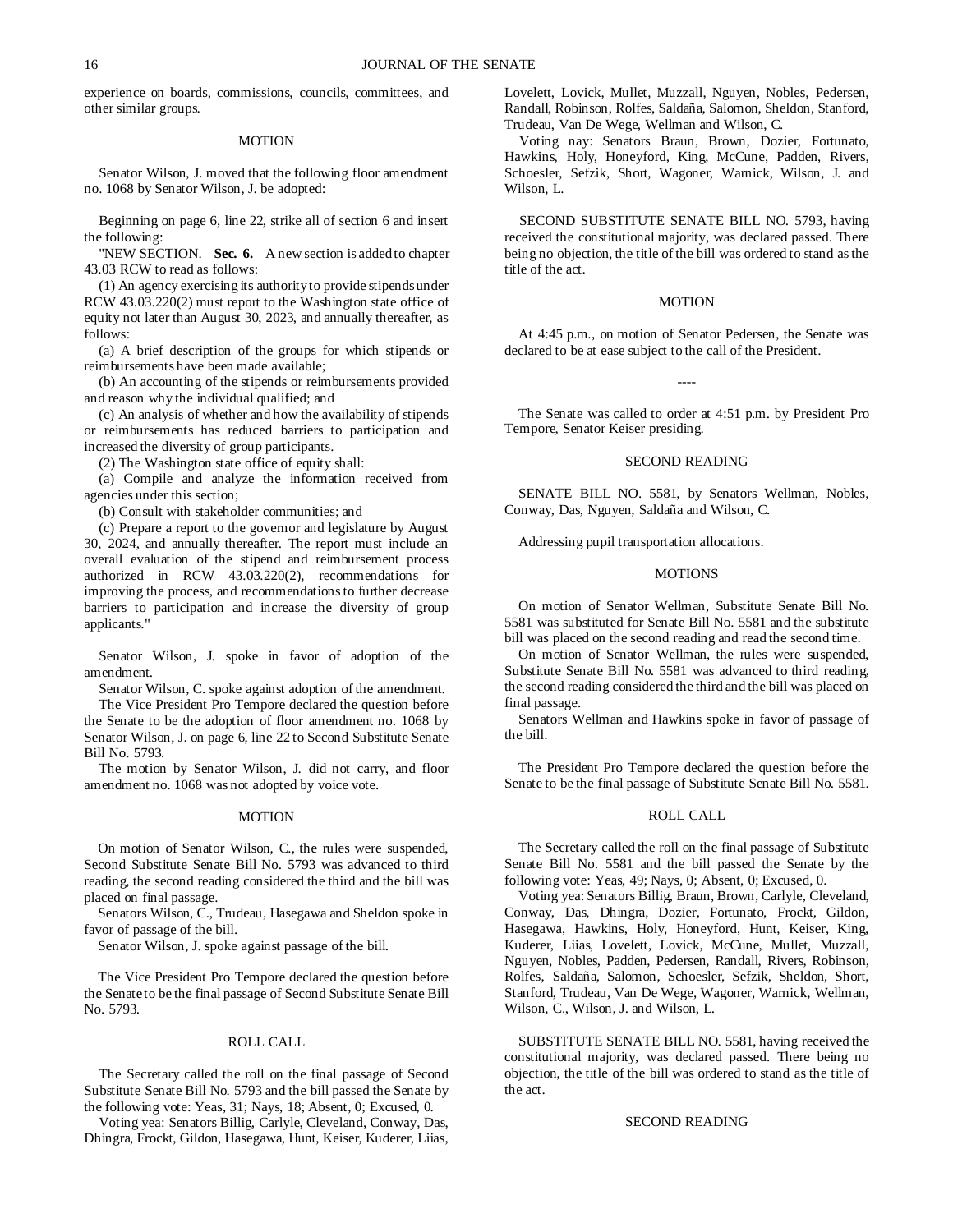experience on boards, commissions, councils, committees, and other similar groups.

MOTION

Senator Wilson, J. moved that the following floor amendment no. 1068 by Senator Wilson, J. be adopted:

Beginning on page 6, line 22, strike all of section 6 and insert the following:

"NEW SECTION. **Sec. 6.** A new section is added to chapter 43.03 RCW to read as follows:

(1) An agency exercising its authority to provide stipends under RCW 43.03.220(2) must report to the Washington state office of equity not later than August 30, 2023, and annually thereafter, as follows:

(a) A brief description of the groups for which stipends or reimbursements have been made available;

(b) An accounting of the stipends or reimbursements provided and reason why the individual qualified; and

(c) An analysis of whether and how the availability of stipends or reimbursements has reduced barriers to participation and increased the diversity of group participants.

(2) The Washington state office of equity shall:

(a) Compile and analyze the information received from agencies under this section;

(b) Consult with stakeholder communities; and

(c) Prepare a report to the governor and legislature by August 30, 2024, and annually thereafter. The report must include an overall evaluation of the stipend and reimbursement process authorized in RCW 43.03.220(2), recommendations for improving the process, and recommendations to further decrease barriers to participation and increase the diversity of group applicants."

Senator Wilson, J. spoke in favor of adoption of the amendment.

Senator Wilson, C. spoke against adoption of the amendment.

The Vice President Pro Tempore declared the question before the Senate to be the adoption of floor amendment no. 1068 by Senator Wilson, J. on page 6, line 22 to Second Substitute Senate Bill No. 5793.

The motion by Senator Wilson, J. did not carry, and floor amendment no. 1068 was not adopted by voice vote.

MOTION

On motion of Senator Wilson, C., the rules were suspended, Second Substitute Senate Bill No. 5793 was advanced to third reading, the second reading considered the third and the bill was placed on final passage.

Senators Wilson, C., Trudeau, Hasegawa and Sheldon spoke in favor of passage of the bill.

Senator Wilson, J. spoke against passage of the bill.

The Vice President Pro Tempore declared the question before the Senate to be the final passage of Second Substitute Senate Bill No. 5793.

ROLL CALL

The Secretary called the roll on the final passage of Second Substitute Senate Bill No. 5793 and the bill passed the Senate by the following vote: Yeas, 31; Nays, 18; Absent, 0; Excused, 0.

Voting yea: Senators Billig, Carlyle, Cleveland, Conway, Das, Dhingra, Frockt, Gildon, Hasegawa, Hunt, Keiser, Kuderer, Liias, Lovelett, Lovick, Mullet, Muzzall, Nguyen, Nobles, Pedersen, Randall, Robinson, Rolfes, Saldaña, Salomon, Sheldon, Stanford, Trudeau, Van De Wege, Wellman and Wilson, C.

Voting nay: Senators Braun, Brown, Dozier, Fortunato, Hawkins, Holy, Honeyford, King, McCune, Padden, Rivers, Schoesler, Sefzik, Short, Wagoner, Warnick, Wilson, J. and Wilson, L.

SECOND SUBSTITUTE SENATE BILL NO. 5793, having received the constitutional majority, was declared passed. There being no objection, the title of the bill was ordered to stand as the title of the act.

MOTION

At 4:45 p.m., on motion of Senator Pedersen, the Senate was declared to be at ease subject to the call of the President.

----

The Senate was called to order at 4:51 p.m. by President Pro Tempore, Senator Keiser presiding.

SECOND READING

SENATE BILL NO. 5581, by Senators Wellman, Nobles, Conway, Das, Nguyen, Saldaña and Wilson, C.

Addressing pupil transportation allocations.

MOTIONS

On motion of Senator Wellman, Substitute Senate Bill No. 5581 was substituted for Senate Bill No. 5581 and the substitute bill was placed on the second reading and read the second time.

On motion of Senator Wellman, the rules were suspended, Substitute Senate Bill No. 5581 was advanced to third reading, the second reading considered the third and the bill was placed on final passage.

Senators Wellman and Hawkins spoke in favor of passage of the bill.

The President Pro Tempore declared the question before the Senate to be the final passage of Substitute Senate Bill No. 5581.

ROLL CALL

The Secretary called the roll on the final passage of Substitute Senate Bill No. 5581 and the bill passed the Senate by the following vote: Yeas, 49; Nays, 0; Absent, 0; Excused, 0.

Voting yea: Senators Billig, Braun, Brown, Carlyle, Cleveland, Conway, Das, Dhingra, Dozier, Fortunato, Frockt, Gildon, Hasegawa, Hawkins, Holy, Honeyford, Hunt, Keiser, King, Kuderer, Liias, Lovelett, Lovick, McCune, Mullet, Muzzall, Nguyen, Nobles, Padden, Pedersen, Randall, Rivers, Robinson, Rolfes, Saldaña, Salomon, Schoesler, Sefzik, Sheldon, Short, Stanford, Trudeau, Van De Wege, Wagoner, Warnick, Wellman, Wilson, C., Wilson, J. and Wilson, L.

SUBSTITUTE SENATE BILL NO. 5581, having received the constitutional majority, was declared passed. There being no objection, the title of the bill was ordered to stand as the title of the act.

SECOND READING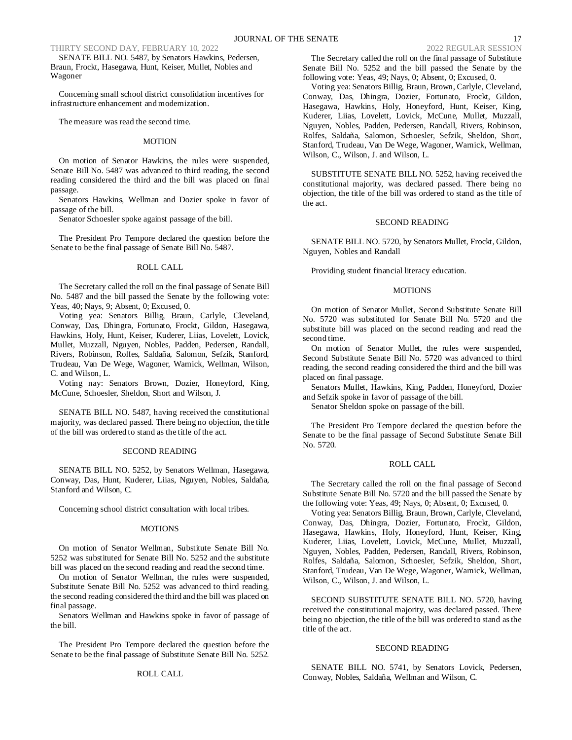SENATE BILL NO. 5487, by Senators Hawkins, Pedersen, Braun, Frockt, Hasegawa, Hunt, Keiser, Mullet, Nobles and Wagoner

Concerning small school district consolidation incentives for infrastructure enhancement and modernization.

The measure was read the second time.

MOTION

On motion of Senator Hawkins, the rules were suspended, Senate Bill No. 5487 was advanced to third reading, the second reading considered the third and the bill was placed on final passage.

Senators Hawkins, Wellman and Dozier spoke in favor of passage of the bill.

Senator Schoesler spoke against passage of the bill.

The President Pro Tempore declared the question before the Senate to be the final passage of Senate Bill No. 5487.

ROLL CALL

The Secretary called the roll on the final passage of Senate Bill No. 5487 and the bill passed the Senate by the following vote: Yeas, 40; Nays, 9; Absent, 0; Excused, 0.

Voting yea: Senators Billig, Braun, Carlyle, Cleveland, Conway, Das, Dhingra, Fortunato, Frockt, Gildon, Hasegawa, Hawkins, Holy, Hunt, Keiser, Kuderer, Liias, Lovelett, Lovick, Mullet, Muzzall, Nguyen, Nobles, Padden, Pedersen, Randall, Rivers, Robinson, Rolfes, Saldaña, Salomon, Sefzik, Stanford, Trudeau, Van De Wege, Wagoner, Warnick, Wellman, Wilson, C. and Wilson, L.

Voting nay: Senators Brown, Dozier, Honeyford, King, McCune, Schoesler, Sheldon, Short and Wilson, J.

SENATE BILL NO. 5487, having received the constitutional majority, was declared passed. There being no objection, the title of the bill was ordered to stand as the title of the act.

SECOND READING

SENATE BILL NO. 5252, by Senators Wellman, Hasegawa, Conway, Das, Hunt, Kuderer, Liias, Nguyen, Nobles, Saldaña, Stanford and Wilson, C.

Concerning school district consultation with local tribes.

MOTIONS

On motion of Senator Wellman, Substitute Senate Bill No. 5252 was substituted for Senate Bill No. 5252 and the substitute bill was placed on the second reading and read the second time.

On motion of Senator Wellman, the rules were suspended, Substitute Senate Bill No. 5252 was advanced to third reading, the second reading considered the third and the bill was placed on final passage.

Senators Wellman and Hawkins spoke in favor of passage of the bill.

The President Pro Tempore declared the question before the Senate to be the final passage of Substitute Senate Bill No. 5252.

ROLL CALL

The Secretary called the roll on the final passage of Substitute Senate Bill No. 5252 and the bill passed the Senate by the following vote: Yeas, 49; Nays, 0; Absent, 0; Excused, 0.

Voting yea: Senators Billig, Braun, Brown, Carlyle, Cleveland, Conway, Das, Dhingra, Dozier, Fortunato, Frockt, Gildon, Hasegawa, Hawkins, Holy, Honeyford, Hunt, Keiser, King, Kuderer, Liias, Lovelett, Lovick, McCune, Mullet, Muzzall, Nguyen, Nobles, Padden, Pedersen, Randall, Rivers, Robinson, Rolfes, Saldaña, Salomon, Schoesler, Sefzik, Sheldon, Short, Stanford, Trudeau, Van De Wege, Wagoner, Warnick, Wellman, Wilson, C., Wilson, J. and Wilson, L.

SUBSTITUTE SENATE BILL NO. 5252, having received the constitutional majority, was declared passed. There being no objection, the title of the bill was ordered to stand as the title of the act.

SECOND READING

SENATE BILL NO. 5720, by Senators Mullet, Frockt, Gildon, Nguyen, Nobles and Randall

Providing student financial literacy education.

MOTIONS

On motion of Senator Mullet, Second Substitute Senate Bill No. 5720 was substituted for Senate Bill No. 5720 and the substitute bill was placed on the second reading and read the second time.

On motion of Senator Mullet, the rules were suspended, Second Substitute Senate Bill No. 5720 was advanced to third reading, the second reading considered the third and the bill was placed on final passage.

Senators Mullet, Hawkins, King, Padden, Honeyford, Dozier and Sefzik spoke in favor of passage of the bill.

Senator Sheldon spoke on passage of the bill.

The President Pro Tempore declared the question before the Senate to be the final passage of Second Substitute Senate Bill No. 5720.

ROLL CALL

The Secretary called the roll on the final passage of Second Substitute Senate Bill No. 5720 and the bill passed the Senate by the following vote: Yeas, 49; Nays, 0; Absent, 0; Excused, 0.

Voting yea: Senators Billig, Braun, Brown, Carlyle, Cleveland, Conway, Das, Dhingra, Dozier, Fortunato, Frockt, Gildon, Hasegawa, Hawkins, Holy, Honeyford, Hunt, Keiser, King, Kuderer, Liias, Lovelett, Lovick, McCune, Mullet, Muzzall, Nguyen, Nobles, Padden, Pedersen, Randall, Rivers, Robinson, Rolfes, Saldaña, Salomon, Schoesler, Sefzik, Sheldon, Short, Stanford, Trudeau, Van De Wege, Wagoner, Warnick, Wellman, Wilson, C., Wilson, J. and Wilson, L.

SECOND SUBSTITUTE SENATE BILL NO. 5720, having received the constitutional majority, was declared passed. There being no objection, the title of the bill was ordered to stand as the title of the act.

SECOND READING

SENATE BILL NO. 5741, by Senators Lovick, Pedersen, Conway, Nobles, Saldaña, Wellman and Wilson, C.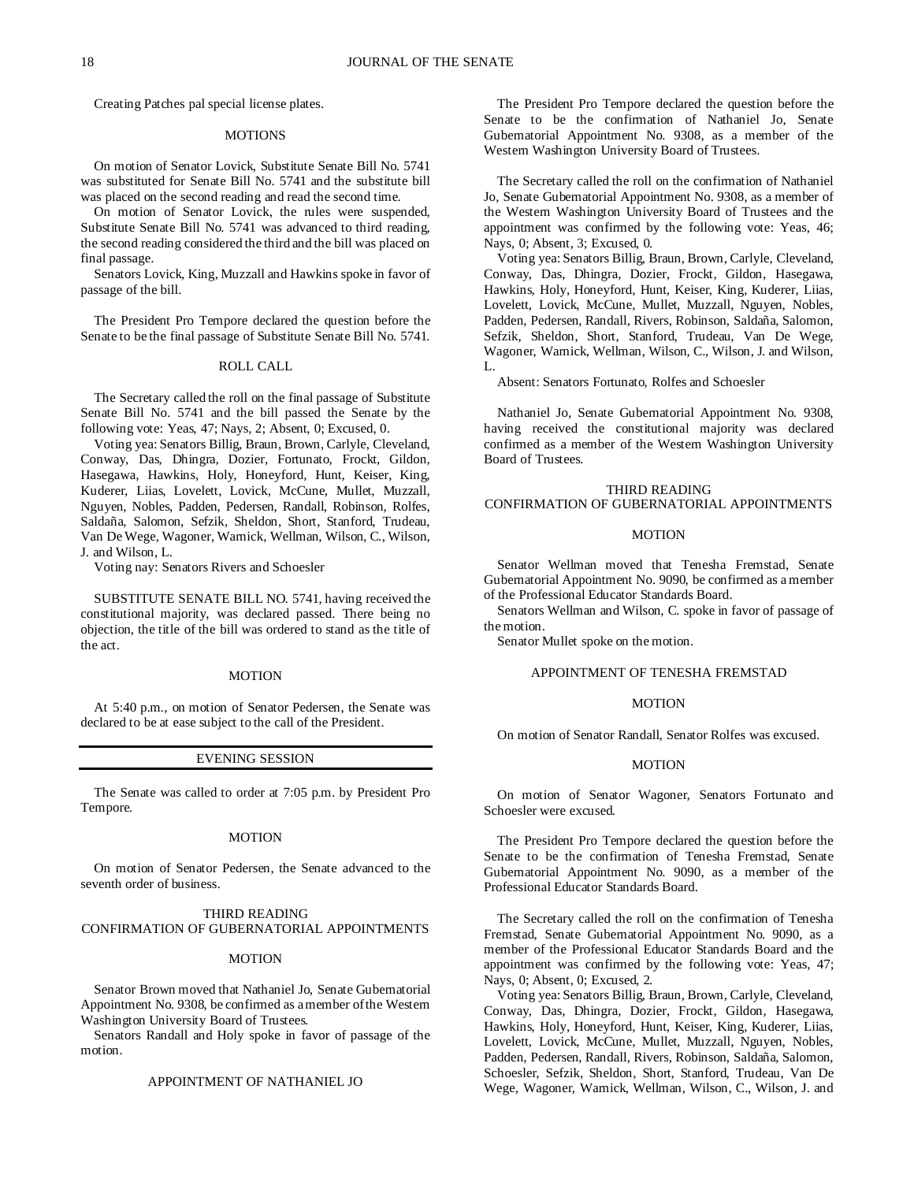Creating Patches pal special license plates.

MOTIONS

On motion of Senator Lovick, Substitute Senate Bill No. 5741 was substituted for Senate Bill No. 5741 and the substitute bill was placed on the second reading and read the second time.

On motion of Senator Lovick, the rules were suspended, Substitute Senate Bill No. 5741 was advanced to third reading, the second reading considered the third and the bill was placed on final passage.

Senators Lovick, King, Muzzall and Hawkins spoke in favor of passage of the bill.

The President Pro Tempore declared the question before the Senate to be the final passage of Substitute Senate Bill No. 5741.

ROLL CALL

The Secretary called the roll on the final passage of Substitute Senate Bill No. 5741 and the bill passed the Senate by the following vote: Yeas, 47; Nays, 2; Absent, 0; Excused, 0.

Voting yea: Senators Billig, Braun, Brown, Carlyle, Cleveland, Conway, Das, Dhingra, Dozier, Fortunato, Frockt, Gildon, Hasegawa, Hawkins, Holy, Honeyford, Hunt, Keiser, King, Kuderer, Liias, Lovelett, Lovick, McCune, Mullet, Muzzall, Nguyen, Nobles, Padden, Pedersen, Randall, Robinson, Rolfes, Saldaña, Salomon, Sefzik, Sheldon, Short, Stanford, Trudeau, Van De Wege, Wagoner, Warnick, Wellman, Wilson, C., Wilson, J. and Wilson, L.

Voting nay: Senators Rivers and Schoesler

SUBSTITUTE SENATE BILL NO. 5741, having received the constitutional majority, was declared passed. There being no objection, the title of the bill was ordered to stand as the title of the act.

MOTION

At 5:40 p.m., on motion of Senator Pedersen, the Senate was declared to be at ease subject to the call of the President.

EVENING SESSION

The Senate was called to order at 7:05 p.m. by President Pro Tempore.

MOTION

On motion of Senator Pedersen, the Senate advanced to the seventh order of business.

THIRD READING
CONFIRMATION OF GUBERNATORIAL APPOINTMENTS

MOTION

Senator Brown moved that Nathaniel Jo, Senate Gubernatorial Appointment No. 9308, be confirmed as a member of the Western Washington University Board of Trustees.

Senators Randall and Holy spoke in favor of passage of the motion.

APPOINTMENT OF NATHANIEL JO

The President Pro Tempore declared the question before the Senate to be the confirmation of Nathaniel Jo, Senate Gubernatorial Appointment No. 9308, as a member of the Western Washington University Board of Trustees.

The Secretary called the roll on the confirmation of Nathaniel Jo, Senate Gubernatorial Appointment No. 9308, as a member of the Western Washington University Board of Trustees and the appointment was confirmed by the following vote: Yeas, 46; Nays, 0; Absent, 3; Excused, 0.

Voting yea: Senators Billig, Braun, Brown, Carlyle, Cleveland, Conway, Das, Dhingra, Dozier, Frockt, Gildon, Hasegawa, Hawkins, Holy, Honeyford, Hunt, Keiser, King, Kuderer, Liias, Lovelett, Lovick, McCune, Mullet, Muzzall, Nguyen, Nobles, Padden, Pedersen, Randall, Rivers, Robinson, Saldaña, Salomon, Sefzik, Sheldon, Short, Stanford, Trudeau, Van De Wege, Wagoner, Warnick, Wellman, Wilson, C., Wilson, J. and Wilson, L.

Absent: Senators Fortunato, Rolfes and Schoesler

Nathaniel Jo, Senate Gubernatorial Appointment No. 9308, having received the constitutional majority was declared confirmed as a member of the Western Washington University Board of Trustees.

THIRD READING
CONFIRMATION OF GUBERNATORIAL APPOINTMENTS

MOTION

Senator Wellman moved that Tenesha Fremstad, Senate Gubernatorial Appointment No. 9090, be confirmed as a member of the Professional Educator Standards Board.

Senators Wellman and Wilson, C. spoke in favor of passage of the motion.

Senator Mullet spoke on the motion.

APPOINTMENT OF TENESHA FREMSTAD

MOTION

On motion of Senator Randall, Senator Rolfes was excused.

MOTION

On motion of Senator Wagoner, Senators Fortunato and Schoesler were excused.

The President Pro Tempore declared the question before the Senate to be the confirmation of Tenesha Fremstad, Senate Gubernatorial Appointment No. 9090, as a member of the Professional Educator Standards Board.

The Secretary called the roll on the confirmation of Tenesha Fremstad, Senate Gubernatorial Appointment No. 9090, as a member of the Professional Educator Standards Board and the appointment was confirmed by the following vote: Yeas, 47; Nays, 0; Absent, 0; Excused, 2.

Voting yea: Senators Billig, Braun, Brown, Carlyle, Cleveland, Conway, Das, Dhingra, Dozier, Frockt, Gildon, Hasegawa, Hawkins, Holy, Honeyford, Hunt, Keiser, King, Kuderer, Liias, Lovelett, Lovick, McCune, Mullet, Muzzall, Nguyen, Nobles, Padden, Pedersen, Randall, Rivers, Robinson, Saldaña, Salomon, Schoesler, Sefzik, Sheldon, Short, Stanford, Trudeau, Van De Wege, Wagoner, Warnick, Wellman, Wilson, C., Wilson, J. and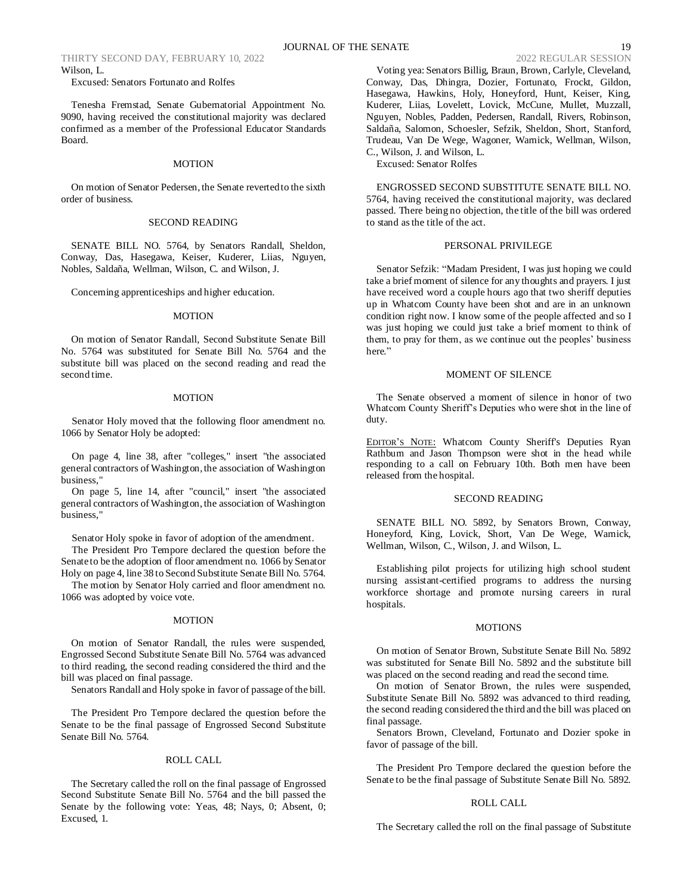Wilson, L.

Excused: Senators Fortunato and Rolfes

Tenesha Fremstad, Senate Gubernatorial Appointment No. 9090, having received the constitutional majority was declared confirmed as a member of the Professional Educator Standards Board.

### MOTION

On motion of Senator Pedersen, the Senate reverted to the sixth order of business.

### SECOND READING

SENATE BILL NO. 5764, by Senators Randall, Sheldon, Conway, Das, Hasegawa, Keiser, Kuderer, Liias, Nguyen, Nobles, Saldaña, Wellman, Wilson, C. and Wilson, J.

Concerning apprenticeships and higher education.

### MOTION

On motion of Senator Randall, Second Substitute Senate Bill No. 5764 was substituted for Senate Bill No. 5764 and the substitute bill was placed on the second reading and read the second time.

### MOTION

Senator Holy moved that the following floor amendment no. 1066 by Senator Holy be adopted:

On page 4, line 38, after "colleges," insert "the associated general contractors of Washington, the association of Washington business,"

On page 5, line 14, after "council," insert "the associated general contractors of Washington, the association of Washington business,"

Senator Holy spoke in favor of adoption of the amendment.

The President Pro Tempore declared the question before the Senate to be the adoption of floor amendment no. 1066 by Senator Holy on page 4, line 38 to Second Substitute Senate Bill No. 5764.

The motion by Senator Holy carried and floor amendment no. 1066 was adopted by voice vote.

### MOTION

On motion of Senator Randall, the rules were suspended, Engrossed Second Substitute Senate Bill No. 5764 was advanced to third reading, the second reading considered the third and the bill was placed on final passage.

Senators Randall and Holy spoke in favor of passage of the bill.

The President Pro Tempore declared the question before the Senate to be the final passage of Engrossed Second Substitute Senate Bill No. 5764.

### ROLL CALL

The Secretary called the roll on the final passage of Engrossed Second Substitute Senate Bill No. 5764 and the bill passed the Senate by the following vote: Yeas, 48; Nays, 0; Absent, 0; Excused, 1.

Voting yea: Senators Billig, Braun, Brown, Carlyle, Cleveland, Conway, Das, Dhingra, Dozier, Fortunato, Frockt, Gildon, Hasegawa, Hawkins, Holy, Honeyford, Hunt, Keiser, King, Kuderer, Liias, Lovelett, Lovick, McCune, Mullet, Muzzall, Nguyen, Nobles, Padden, Pedersen, Randall, Rivers, Robinson, Saldaña, Salomon, Schoesler, Sefzik, Sheldon, Short, Stanford, Trudeau, Van De Wege, Wagoner, Warnick, Wellman, Wilson, C., Wilson, J. and Wilson, L.

Excused: Senator Rolfes

ENGROSSED SECOND SUBSTITUTE SENATE BILL NO. 5764, having received the constitutional majority, was declared passed. There being no objection, the title of the bill was ordered to stand as the title of the act.

### PERSONAL PRIVILEGE

Senator Sefzik: "Madam President, I was just hoping we could take a brief moment of silence for any thoughts and prayers. I just have received word a couple hours ago that two sheriff deputies up in Whatcom County have been shot and are in an unknown condition right now. I know some of the people affected and so I was just hoping we could just take a brief moment to think of them, to pray for them, as we continue out the peoples' business here."

### MOMENT OF SILENCE

The Senate observed a moment of silence in honor of two Whatcom County Sheriff's Deputies who were shot in the line of duty.

EDITOR'S NOTE: Whatcom County Sheriff's Deputies Ryan Rathburn and Jason Thompson were shot in the head while responding to a call on February 10th. Both men have been released from the hospital.

### SECOND READING

SENATE BILL NO. 5892, by Senators Brown, Conway, Honeyford, King, Lovick, Short, Van De Wege, Warnick, Wellman, Wilson, C., Wilson, J. and Wilson, L.

Establishing pilot projects for utilizing high school student nursing assistant-certified programs to address the nursing workforce shortage and promote nursing careers in rural hospitals.

### MOTIONS

On motion of Senator Brown, Substitute Senate Bill No. 5892 was substituted for Senate Bill No. 5892 and the substitute bill was placed on the second reading and read the second time.

On motion of Senator Brown, the rules were suspended, Substitute Senate Bill No. 5892 was advanced to third reading, the second reading considered the third and the bill was placed on final passage.

Senators Brown, Cleveland, Fortunato and Dozier spoke in favor of passage of the bill.

The President Pro Tempore declared the question before the Senate to be the final passage of Substitute Senate Bill No. 5892.

### ROLL CALL

The Secretary called the roll on the final passage of Substitute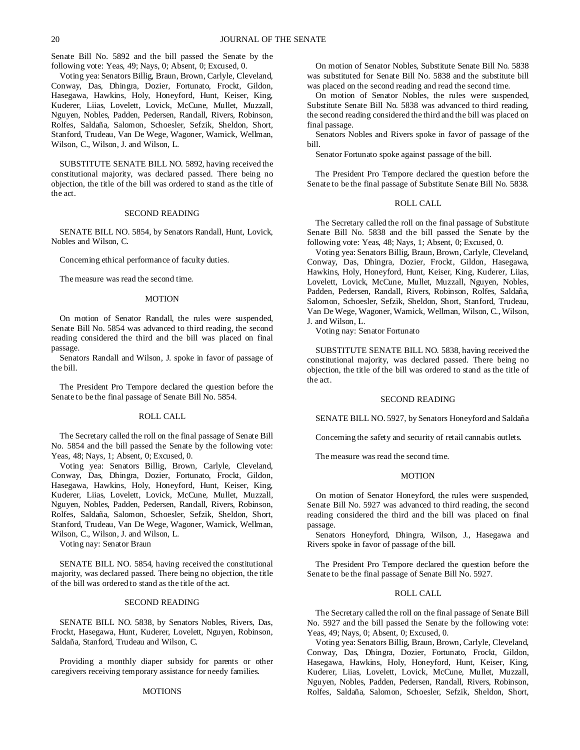Senate Bill No. 5892 and the bill passed the Senate by the following vote: Yeas, 49; Nays, 0; Absent, 0; Excused, 0.

Voting yea: Senators Billig, Braun, Brown, Carlyle, Cleveland, Conway, Das, Dhingra, Dozier, Fortunato, Frockt, Gildon, Hasegawa, Hawkins, Holy, Honeyford, Hunt, Keiser, King, Kuderer, Liias, Lovelett, Lovick, McCune, Mullet, Muzzall, Nguyen, Nobles, Padden, Pedersen, Randall, Rivers, Robinson, Rolfes, Saldaña, Salomon, Schoesler, Sefzik, Sheldon, Short, Stanford, Trudeau, Van De Wege, Wagoner, Warnick, Wellman, Wilson, C., Wilson, J. and Wilson, L.

SUBSTITUTE SENATE BILL NO. 5892, having received the constitutional majority, was declared passed. There being no objection, the title of the bill was ordered to stand as the title of the act.

SECOND READING

SENATE BILL NO. 5854, by Senators Randall, Hunt, Lovick, Nobles and Wilson, C.

Concerning ethical performance of faculty duties.

The measure was read the second time.

MOTION

On motion of Senator Randall, the rules were suspended, Senate Bill No. 5854 was advanced to third reading, the second reading considered the third and the bill was placed on final passage.

Senators Randall and Wilson, J. spoke in favor of passage of the bill.

The President Pro Tempore declared the question before the Senate to be the final passage of Senate Bill No. 5854.

ROLL CALL

The Secretary called the roll on the final passage of Senate Bill No. 5854 and the bill passed the Senate by the following vote: Yeas, 48; Nays, 1; Absent, 0; Excused, 0.

Voting yea: Senators Billig, Brown, Carlyle, Cleveland, Conway, Das, Dhingra, Dozier, Fortunato, Frockt, Gildon, Hasegawa, Hawkins, Holy, Honeyford, Hunt, Keiser, King, Kuderer, Liias, Lovelett, Lovick, McCune, Mullet, Muzzall, Nguyen, Nobles, Padden, Pedersen, Randall, Rivers, Robinson, Rolfes, Saldaña, Salomon, Schoesler, Sefzik, Sheldon, Short, Stanford, Trudeau, Van De Wege, Wagoner, Warnick, Wellman, Wilson, C., Wilson, J. and Wilson, L.

Voting nay: Senator Braun

SENATE BILL NO. 5854, having received the constitutional majority, was declared passed. There being no objection, the title of the bill was ordered to stand as the title of the act.

SECOND READING

SENATE BILL NO. 5838, by Senators Nobles, Rivers, Das, Frockt, Hasegawa, Hunt, Kuderer, Lovelett, Nguyen, Robinson, Saldaña, Stanford, Trudeau and Wilson, C.

Providing a monthly diaper subsidy for parents or other caregivers receiving temporary assistance for needy families.

MOTIONS

On motion of Senator Nobles, Substitute Senate Bill No. 5838 was substituted for Senate Bill No. 5838 and the substitute bill was placed on the second reading and read the second time.

On motion of Senator Nobles, the rules were suspended, Substitute Senate Bill No. 5838 was advanced to third reading, the second reading considered the third and the bill was placed on final passage.

Senators Nobles and Rivers spoke in favor of passage of the bill.

Senator Fortunato spoke against passage of the bill.

The President Pro Tempore declared the question before the Senate to be the final passage of Substitute Senate Bill No. 5838.

ROLL CALL

The Secretary called the roll on the final passage of Substitute Senate Bill No. 5838 and the bill passed the Senate by the following vote: Yeas, 48; Nays, 1; Absent, 0; Excused, 0.

Voting yea: Senators Billig, Braun, Brown, Carlyle, Cleveland, Conway, Das, Dhingra, Dozier, Frockt, Gildon, Hasegawa, Hawkins, Holy, Honeyford, Hunt, Keiser, King, Kuderer, Liias, Lovelett, Lovick, McCune, Mullet, Muzzall, Nguyen, Nobles, Padden, Pedersen, Randall, Rivers, Robinson, Rolfes, Saldaña, Salomon, Schoesler, Sefzik, Sheldon, Short, Stanford, Trudeau, Van De Wege, Wagoner, Warnick, Wellman, Wilson, C., Wilson, J. and Wilson, L.

Voting nay: Senator Fortunato

SUBSTITUTE SENATE BILL NO. 5838, having received the constitutional majority, was declared passed. There being no objection, the title of the bill was ordered to stand as the title of the act.

SECOND READING

SENATE BILL NO. 5927, by Senators Honeyford and Saldaña

Concerning the safety and security of retail cannabis outlets.

The measure was read the second time.

MOTION

On motion of Senator Honeyford, the rules were suspended, Senate Bill No. 5927 was advanced to third reading, the second reading considered the third and the bill was placed on final passage.

Senators Honeyford, Dhingra, Wilson, J., Hasegawa and Rivers spoke in favor of passage of the bill.

The President Pro Tempore declared the question before the Senate to be the final passage of Senate Bill No. 5927.

ROLL CALL

The Secretary called the roll on the final passage of Senate Bill No. 5927 and the bill passed the Senate by the following vote: Yeas, 49; Nays, 0; Absent, 0; Excused, 0.

Voting yea: Senators Billig, Braun, Brown, Carlyle, Cleveland, Conway, Das, Dhingra, Dozier, Fortunato, Frockt, Gildon, Hasegawa, Hawkins, Holy, Honeyford, Hunt, Keiser, King, Kuderer, Liias, Lovelett, Lovick, McCune, Mullet, Muzzall, Nguyen, Nobles, Padden, Pedersen, Randall, Rivers, Robinson, Rolfes, Saldaña, Salomon, Schoesler, Sefzik, Sheldon, Short,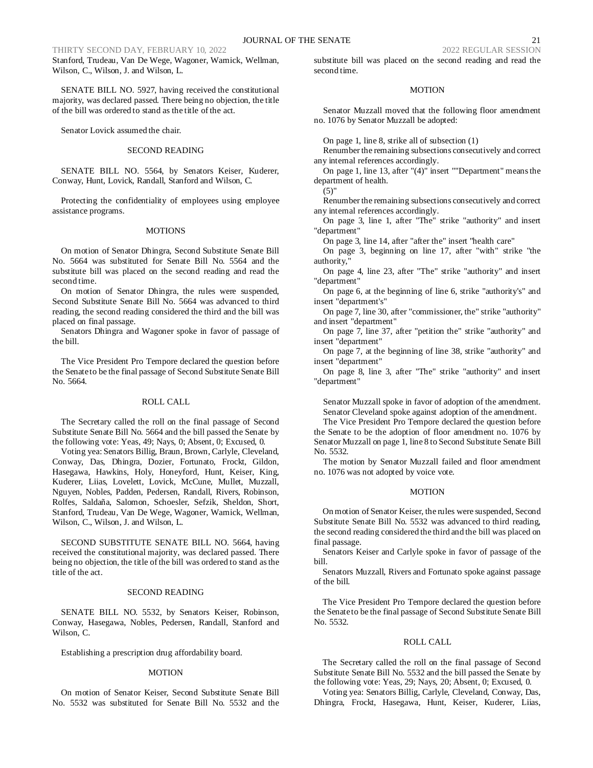Stanford, Trudeau, Van De Wege, Wagoner, Warnick, Wellman, Wilson, C., Wilson, J. and Wilson, L.

SENATE BILL NO. 5927, having received the constitutional majority, was declared passed. There being no objection, the title of the bill was ordered to stand as the title of the act.

Senator Lovick assumed the chair.

SECOND READING

SENATE BILL NO. 5564, by Senators Keiser, Kuderer, Conway, Hunt, Lovick, Randall, Stanford and Wilson, C.

Protecting the confidentiality of employees using employee assistance programs.

MOTIONS

On motion of Senator Dhingra, Second Substitute Senate Bill No. 5664 was substituted for Senate Bill No. 5564 and the substitute bill was placed on the second reading and read the second time.

On motion of Senator Dhingra, the rules were suspended, Second Substitute Senate Bill No. 5664 was advanced to third reading, the second reading considered the third and the bill was placed on final passage.

Senators Dhingra and Wagoner spoke in favor of passage of the bill.

The Vice President Pro Tempore declared the question before the Senate to be the final passage of Second Substitute Senate Bill No. 5664.

ROLL CALL

The Secretary called the roll on the final passage of Second Substitute Senate Bill No. 5664 and the bill passed the Senate by the following vote: Yeas, 49; Nays, 0; Absent, 0; Excused, 0.

Voting yea: Senators Billig, Braun, Brown, Carlyle, Cleveland, Conway, Das, Dhingra, Dozier, Fortunato, Frockt, Gildon, Hasegawa, Hawkins, Holy, Honeyford, Hunt, Keiser, King, Kuderer, Liias, Lovelett, Lovick, McCune, Mullet, Muzzall, Nguyen, Nobles, Padden, Pedersen, Randall, Rivers, Robinson, Rolfes, Saldaña, Salomon, Schoesler, Sefzik, Sheldon, Short, Stanford, Trudeau, Van De Wege, Wagoner, Warnick, Wellman, Wilson, C., Wilson, J. and Wilson, L.

SECOND SUBSTITUTE SENATE BILL NO. 5664, having received the constitutional majority, was declared passed. There being no objection, the title of the bill was ordered to stand as the title of the act.

SECOND READING

SENATE BILL NO. 5532, by Senators Keiser, Robinson, Conway, Hasegawa, Nobles, Pedersen, Randall, Stanford and Wilson, C.

Establishing a prescription drug affordability board.

MOTION

On motion of Senator Keiser, Second Substitute Senate Bill No. 5532 was substituted for Senate Bill No. 5532 and the substitute bill was placed on the second reading and read the second time.

MOTION

Senator Muzzall moved that the following floor amendment no. 1076 by Senator Muzzall be adopted:

On page 1, line 8, strike all of subsection (1)

Renumber the remaining subsections consecutively and correct any internal references accordingly.

On page 1, line 13, after "(4)" insert ""Department" means the department of health.

(5)"

Renumber the remaining subsections consecutively and correct any internal references accordingly.

On page 3, line 1, after "The" strike "authority" and insert "department"

On page 3, line 14, after "after the" insert "health care"

On page 3, beginning on line 17, after "with" strike "the authority,"

On page 4, line 23, after "The" strike "authority" and insert "department"

On page 6, at the beginning of line 6, strike "authority's" and insert "department's"

On page 7, line 30, after "commissioner, the" strike "authority" and insert "department"

On page 7, line 37, after "petition the" strike "authority" and insert "department"

On page 7, at the beginning of line 38, strike "authority" and insert "department"

On page 8, line 3, after "The" strike "authority" and insert "department"

Senator Muzzall spoke in favor of adoption of the amendment.

Senator Cleveland spoke against adoption of the amendment.

The Vice President Pro Tempore declared the question before the Senate to be the adoption of floor amendment no. 1076 by Senator Muzzall on page 1, line 8 to Second Substitute Senate Bill No. 5532.

The motion by Senator Muzzall failed and floor amendment no. 1076 was not adopted by voice vote.

MOTION

On motion of Senator Keiser, the rules were suspended, Second Substitute Senate Bill No. 5532 was advanced to third reading, the second reading considered the third and the bill was placed on final passage.

Senators Keiser and Carlyle spoke in favor of passage of the bill.

Senators Muzzall, Rivers and Fortunato spoke against passage of the bill.

The Vice President Pro Tempore declared the question before the Senate to be the final passage of Second Substitute Senate Bill No. 5532.

ROLL CALL

The Secretary called the roll on the final passage of Second Substitute Senate Bill No. 5532 and the bill passed the Senate by the following vote: Yeas, 29; Nays, 20; Absent, 0; Excused, 0.

Voting yea: Senators Billig, Carlyle, Cleveland, Conway, Das, Dhingra, Frockt, Hasegawa, Hunt, Keiser, Kuderer, Liias,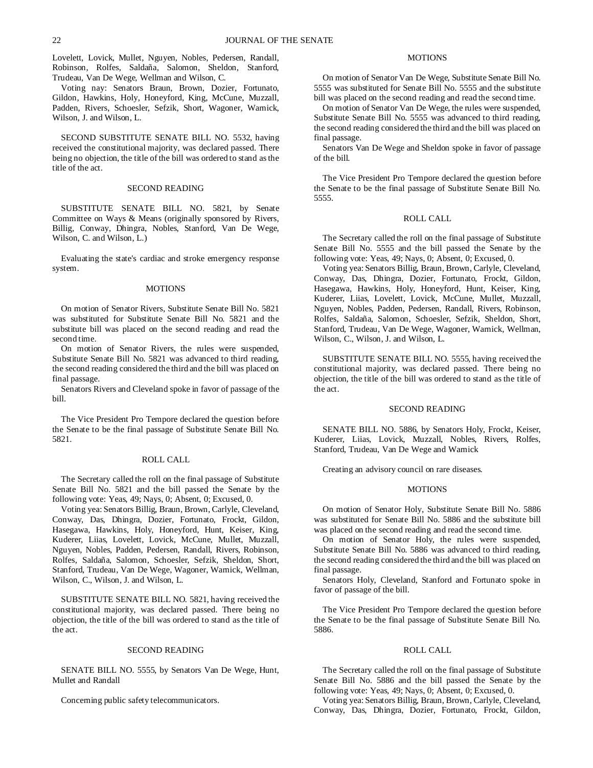Lovelett, Lovick, Mullet, Nguyen, Nobles, Pedersen, Randall, Robinson, Rolfes, Saldaña, Salomon, Sheldon, Stanford, Trudeau, Van De Wege, Wellman and Wilson, C.

Voting nay: Senators Braun, Brown, Dozier, Fortunato, Gildon, Hawkins, Holy, Honeyford, King, McCune, Muzzall, Padden, Rivers, Schoesler, Sefzik, Short, Wagoner, Warnick, Wilson, J. and Wilson, L.

SECOND SUBSTITUTE SENATE BILL NO. 5532, having received the constitutional majority, was declared passed. There being no objection, the title of the bill was ordered to stand as the title of the act.

SECOND READING

SUBSTITUTE SENATE BILL NO. 5821, by Senate Committee on Ways & Means (originally sponsored by Rivers, Billig, Conway, Dhingra, Nobles, Stanford, Van De Wege, Wilson, C. and Wilson, L.)

Evaluating the state's cardiac and stroke emergency response system.

MOTIONS

On motion of Senator Rivers, Substitute Senate Bill No. 5821 was substituted for Substitute Senate Bill No. 5821 and the substitute bill was placed on the second reading and read the second time.

On motion of Senator Rivers, the rules were suspended, Substitute Senate Bill No. 5821 was advanced to third reading, the second reading considered the third and the bill was placed on final passage.

Senators Rivers and Cleveland spoke in favor of passage of the bill.

The Vice President Pro Tempore declared the question before the Senate to be the final passage of Substitute Senate Bill No. 5821.

ROLL CALL

The Secretary called the roll on the final passage of Substitute Senate Bill No. 5821 and the bill passed the Senate by the following vote: Yeas, 49; Nays, 0; Absent, 0; Excused, 0.

Voting yea: Senators Billig, Braun, Brown, Carlyle, Cleveland, Conway, Das, Dhingra, Dozier, Fortunato, Frockt, Gildon, Hasegawa, Hawkins, Holy, Honeyford, Hunt, Keiser, King, Kuderer, Liias, Lovelett, Lovick, McCune, Mullet, Muzzall, Nguyen, Nobles, Padden, Pedersen, Randall, Rivers, Robinson, Rolfes, Saldaña, Salomon, Schoesler, Sefzik, Sheldon, Short, Stanford, Trudeau, Van De Wege, Wagoner, Warnick, Wellman, Wilson, C., Wilson, J. and Wilson, L.

SUBSTITUTE SENATE BILL NO. 5821, having received the constitutional majority, was declared passed. There being no objection, the title of the bill was ordered to stand as the title of the act.

SECOND READING

SENATE BILL NO. 5555, by Senators Van De Wege, Hunt, Mullet and Randall

Concerning public safety telecommunicators.

MOTIONS

On motion of Senator Van De Wege, Substitute Senate Bill No. 5555 was substituted for Senate Bill No. 5555 and the substitute bill was placed on the second reading and read the second time.

On motion of Senator Van De Wege, the rules were suspended, Substitute Senate Bill No. 5555 was advanced to third reading, the second reading considered the third and the bill was placed on final passage.

Senators Van De Wege and Sheldon spoke in favor of passage of the bill.

The Vice President Pro Tempore declared the question before the Senate to be the final passage of Substitute Senate Bill No. 5555.

ROLL CALL

The Secretary called the roll on the final passage of Substitute Senate Bill No. 5555 and the bill passed the Senate by the following vote: Yeas, 49; Nays, 0; Absent, 0; Excused, 0.

Voting yea: Senators Billig, Braun, Brown, Carlyle, Cleveland, Conway, Das, Dhingra, Dozier, Fortunato, Frockt, Gildon, Hasegawa, Hawkins, Holy, Honeyford, Hunt, Keiser, King, Kuderer, Liias, Lovelett, Lovick, McCune, Mullet, Muzzall, Nguyen, Nobles, Padden, Pedersen, Randall, Rivers, Robinson, Rolfes, Saldaña, Salomon, Schoesler, Sefzik, Sheldon, Short, Stanford, Trudeau, Van De Wege, Wagoner, Warnick, Wellman, Wilson, C., Wilson, J. and Wilson, L.

SUBSTITUTE SENATE BILL NO. 5555, having received the constitutional majority, was declared passed. There being no objection, the title of the bill was ordered to stand as the title of the act.

SECOND READING

SENATE BILL NO. 5886, by Senators Holy, Frockt, Keiser, Kuderer, Liias, Lovick, Muzzall, Nobles, Rivers, Rolfes, Stanford, Trudeau, Van De Wege and Warnick

Creating an advisory council on rare diseases.

MOTIONS

On motion of Senator Holy, Substitute Senate Bill No. 5886 was substituted for Senate Bill No. 5886 and the substitute bill was placed on the second reading and read the second time.

On motion of Senator Holy, the rules were suspended, Substitute Senate Bill No. 5886 was advanced to third reading, the second reading considered the third and the bill was placed on final passage.

Senators Holy, Cleveland, Stanford and Fortunato spoke in favor of passage of the bill.

The Vice President Pro Tempore declared the question before the Senate to be the final passage of Substitute Senate Bill No. 5886.

ROLL CALL

The Secretary called the roll on the final passage of Substitute Senate Bill No. 5886 and the bill passed the Senate by the following vote: Yeas, 49; Nays, 0; Absent, 0; Excused, 0.

Voting yea: Senators Billig, Braun, Brown, Carlyle, Cleveland, Conway, Das, Dhingra, Dozier, Fortunato, Frockt, Gildon,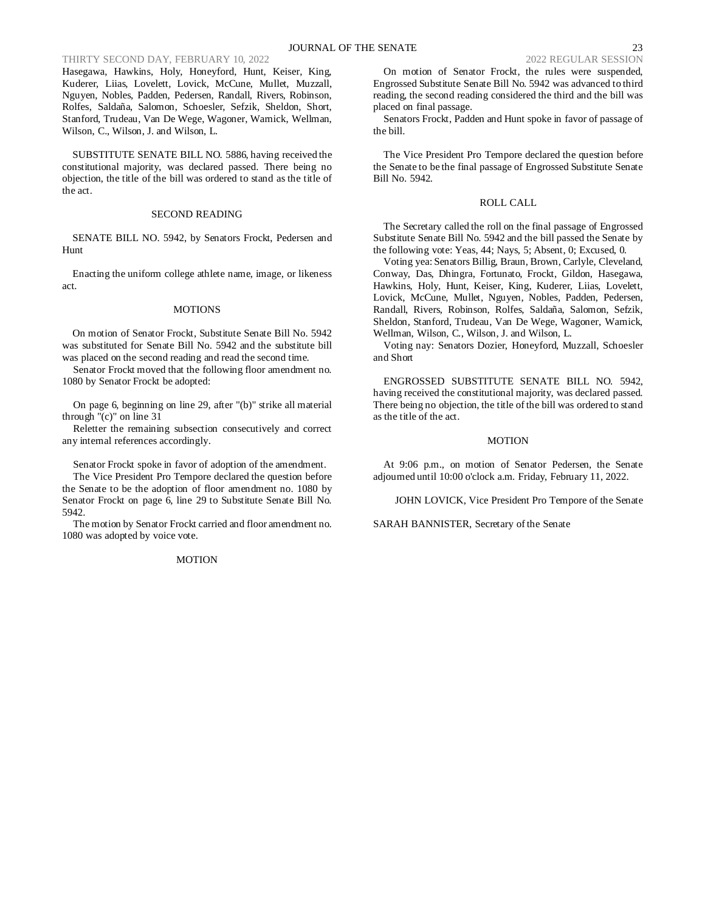Hasegawa, Hawkins, Holy, Honeyford, Hunt, Keiser, King, Kuderer, Liias, Lovelett, Lovick, McCune, Mullet, Muzzall, Nguyen, Nobles, Padden, Pedersen, Randall, Rivers, Robinson, Rolfes, Saldaña, Salomon, Schoesler, Sefzik, Sheldon, Short, Stanford, Trudeau, Van De Wege, Wagoner, Warnick, Wellman, Wilson, C., Wilson, J. and Wilson, L.

SUBSTITUTE SENATE BILL NO. 5886, having received the constitutional majority, was declared passed. There being no objection, the title of the bill was ordered to stand as the title of the act.

SECOND READING

SENATE BILL NO. 5942, by Senators Frockt, Pedersen and Hunt

Enacting the uniform college athlete name, image, or likeness act.

MOTIONS

On motion of Senator Frockt, Substitute Senate Bill No. 5942 was substituted for Senate Bill No. 5942 and the substitute bill was placed on the second reading and read the second time.

Senator Frockt moved that the following floor amendment no. 1080 by Senator Frockt be adopted:

On page 6, beginning on line 29, after "(b)" strike all material through "(c)" on line 31

Reletter the remaining subsection consecutively and correct any internal references accordingly.

Senator Frockt spoke in favor of adoption of the amendment.

The Vice President Pro Tempore declared the question before the Senate to be the adoption of floor amendment no. 1080 by Senator Frockt on page 6, line 29 to Substitute Senate Bill No. 5942.

The motion by Senator Frockt carried and floor amendment no. 1080 was adopted by voice vote.

MOTION

On motion of Senator Frockt, the rules were suspended, Engrossed Substitute Senate Bill No. 5942 was advanced to third reading, the second reading considered the third and the bill was placed on final passage.

Senators Frockt, Padden and Hunt spoke in favor of passage of the bill.

The Vice President Pro Tempore declared the question before the Senate to be the final passage of Engrossed Substitute Senate Bill No. 5942.

ROLL CALL

The Secretary called the roll on the final passage of Engrossed Substitute Senate Bill No. 5942 and the bill passed the Senate by the following vote: Yeas, 44; Nays, 5; Absent, 0; Excused, 0.

Voting yea: Senators Billig, Braun, Brown, Carlyle, Cleveland, Conway, Das, Dhingra, Fortunato, Frockt, Gildon, Hasegawa, Hawkins, Holy, Hunt, Keiser, King, Kuderer, Liias, Lovelett, Lovick, McCune, Mullet, Nguyen, Nobles, Padden, Pedersen, Randall, Rivers, Robinson, Rolfes, Saldaña, Salomon, Sefzik, Sheldon, Stanford, Trudeau, Van De Wege, Wagoner, Warnick, Wellman, Wilson, C., Wilson, J. and Wilson, L.

Voting nay: Senators Dozier, Honeyford, Muzzall, Schoesler and Short

ENGROSSED SUBSTITUTE SENATE BILL NO. 5942, having received the constitutional majority, was declared passed. There being no objection, the title of the bill was ordered to stand as the title of the act.

MOTION

At 9:06 p.m., on motion of Senator Pedersen, the Senate adjourned until 10:00 o'clock a.m. Friday, February 11, 2022.

JOHN LOVICK, Vice President Pro Tempore of the Senate

SARAH BANNISTER, Secretary of the Senate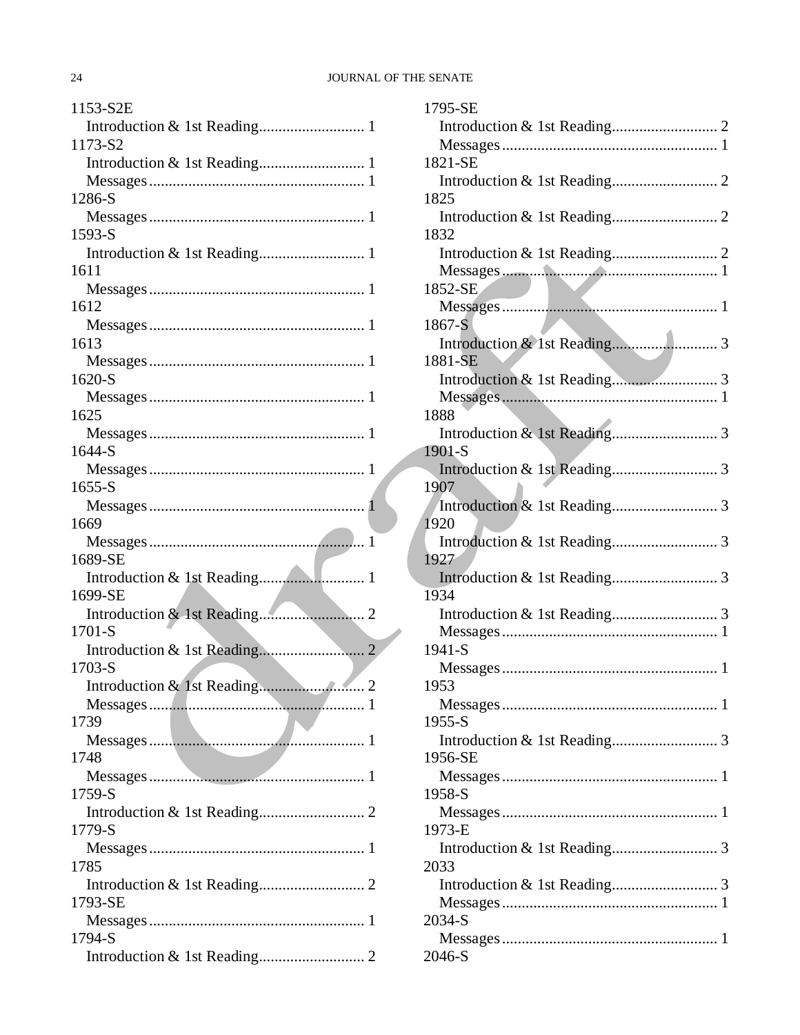1153-S2E
  Introduction & 1st Reading........................... 1
1173-S2
  Introduction & 1st Reading........................... 1
  Messages....................................................... 1
1286-S
  Messages....................................................... 1
1593-S
  Introduction & 1st Reading........................... 1
1611
  Messages....................................................... 1
1612
  Messages....................................................... 1
1613
  Messages....................................................... 1
1620-S
  Messages....................................................... 1
1625
  Messages....................................................... 1
1644-S
  Messages....................................................... 1
1655-S
  Messages....................................................... 1
1669
  Messages....................................................... 1
1689-SE
  Introduction & 1st Reading........................... 1
1699-SE
  Introduction & 1st Reading........................... 2
1701-S
  Introduction & 1st Reading........................... 2
1703-S
  Introduction & 1st Reading........................... 2
  Messages....................................................... 1
1739
  Messages....................................................... 1
1748
  Messages....................................................... 1
1759-S
  Introduction & 1st Reading........................... 2
1779-S
  Messages....................................................... 1
1785
  Introduction & 1st Reading........................... 2
1793-SE
  Messages....................................................... 1
1794-S
  Introduction & 1st Reading........................... 2
1795-SE
  Introduction & 1st Reading........................... 2
  Messages....................................................... 1
1821-SE
  Introduction & 1st Reading........................... 2
1825
  Introduction & 1st Reading........................... 2
1832
  Introduction & 1st Reading........................... 2
  Messages....................................................... 1
1852-SE
  Messages....................................................... 1
1867-S
  Introduction & 1st Reading........................... 3
1881-SE
  Introduction & 1st Reading........................... 3
  Messages....................................................... 1
1888
  Introduction & 1st Reading........................... 3
1901-S
  Introduction & 1st Reading........................... 3
1907
  Introduction & 1st Reading........................... 3
1920
  Introduction & 1st Reading........................... 3
1927
  Introduction & 1st Reading........................... 3
1934
  Introduction & 1st Reading........................... 3
  Messages....................................................... 1
1941-S
  Messages....................................................... 1
1953
  Messages....................................................... 1
1955-S
  Introduction & 1st Reading........................... 3
1956-SE
  Messages....................................................... 1
1958-S
  Messages....................................................... 1
1973-E
  Introduction & 1st Reading........................... 3
2033
  Introduction & 1st Reading........................... 3
  Messages....................................................... 1
2034-S
  Messages....................................................... 1
2046-S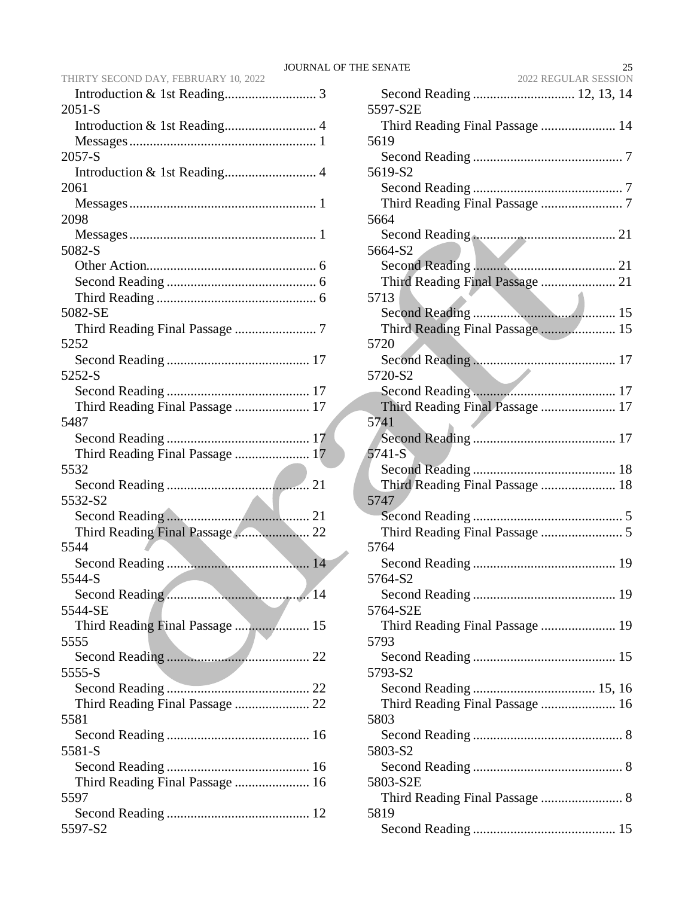Introduction & 1st Reading........................... 3

2051-S

Introduction & 1st Reading........................... 4

Messages....................................................... 1

2057-S

Introduction & 1st Reading........................... 4

2061

Messages....................................................... 1

2098

Messages....................................................... 1

5082-S

Other Action.................................................. 6

Second Reading ............................................ 6

Third Reading ............................................... 6

5082-SE

Third Reading Final Passage ........................ 7

5252

Second Reading .......................................... 17

5252-S

Second Reading .......................................... 17

Third Reading Final Passage ...................... 17

5487

Second Reading .......................................... 17

Third Reading Final Passage ...................... 17

5532

Second Reading .......................................... 21

5532-S2

Second Reading .......................................... 21

Third Reading Final Passage ...................... 22

5544

Second Reading .......................................... 14

5544-S

Second Reading .......................................... 14

5544-SE

Third Reading Final Passage ...................... 15

5555

Second Reading .......................................... 22

5555-S

Second Reading .......................................... 22

Third Reading Final Passage ...................... 22

5581

Second Reading .......................................... 16

5581-S

Second Reading .......................................... 16

Third Reading Final Passage ...................... 16

5597

Second Reading .......................................... 12

5597-S2

Second Reading .............................. 12, 13, 14

5597-S2E

Third Reading Final Passage ...................... 14

5619

Second Reading ............................................ 7

5619-S2

Second Reading ............................................ 7

Third Reading Final Passage ........................ 7

5664

Second Reading .......................................... 21

5664-S2

Second Reading .......................................... 21

Third Reading Final Passage ...................... 21

5713

Second Reading .......................................... 15

Third Reading Final Passage ...................... 15

5720

Second Reading .......................................... 17

5720-S2

Second Reading .......................................... 17

Third Reading Final Passage ...................... 17

5741

Second Reading .......................................... 17

5741-S

Second Reading .......................................... 18

Third Reading Final Passage ...................... 18

5747

Second Reading ............................................ 5

Third Reading Final Passage ........................ 5

5764

Second Reading .......................................... 19

5764-S2

Second Reading .......................................... 19

5764-S2E

Third Reading Final Passage ...................... 19

5793

Second Reading .......................................... 15

5793-S2

Second Reading .................................... 15, 16

Third Reading Final Passage ...................... 16

5803

Second Reading ............................................ 8

5803-S2

Second Reading ............................................ 8

5803-S2E

Third Reading Final Passage ........................ 8

5819

Second Reading .......................................... 15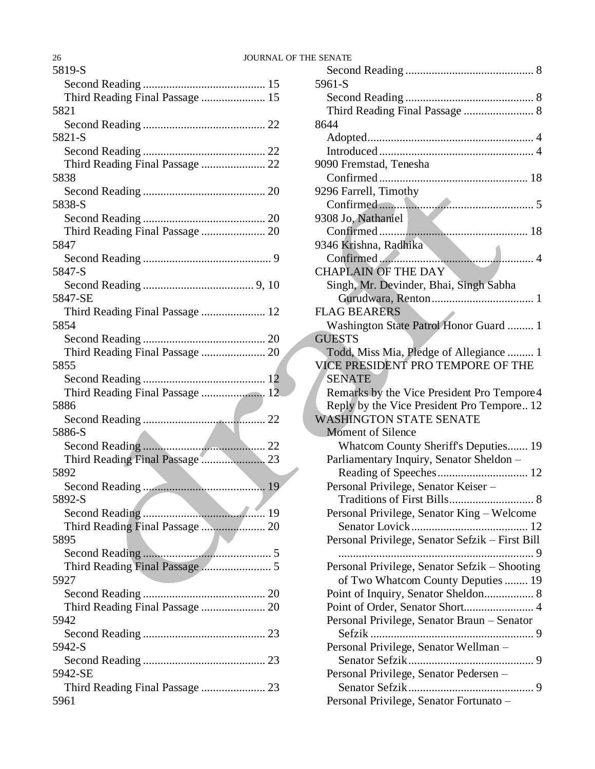5819-S

  Second Reading .......................................... 15
  Third Reading Final Passage ...................... 15

5821

  Second Reading .......................................... 22

5821-S

  Second Reading .......................................... 22
  Third Reading Final Passage ...................... 22

5838

  Second Reading .......................................... 20

5838-S

  Second Reading .......................................... 20
  Third Reading Final Passage ...................... 20

5847

  Second Reading ............................................ 9

5847-S

  Second Reading ...................................... 9, 10

5847-SE

  Third Reading Final Passage ...................... 12

5854

  Second Reading .......................................... 20
  Third Reading Final Passage ...................... 20

5855

  Second Reading .......................................... 12
  Third Reading Final Passage ...................... 12

5886

  Second Reading .......................................... 22

5886-S

  Second Reading .......................................... 22
  Third Reading Final Passage ...................... 23

5892

  Second Reading .......................................... 19

5892-S

  Second Reading .......................................... 19
  Third Reading Final Passage ...................... 20

5895

  Second Reading ............................................ 5
  Third Reading Final Passage ........................ 5

5927

  Second Reading .......................................... 20
  Third Reading Final Passage ...................... 20

5942

  Second Reading .......................................... 23

5942-S

  Second Reading .......................................... 23

5942-SE

  Third Reading Final Passage ...................... 23

5961

  Second Reading ............................................ 8

5961-S

  Second Reading ............................................ 8
  Third Reading Final Passage ........................ 8

8644

  Adopted......................................................... 4
  Introduced .................................................... 4

9090 Fremstad, Tenesha

  Confirmed .................................................. 18

9296 Farrell, Timothy

  Confirmed .................................................... 5

9308 Jo, Nathaniel

  Confirmed .................................................. 18

9346 Krishna, Radhika

  Confirmed .................................................... 4

CHAPLAIN OF THE DAY

  Singh, Mr. Devinder, Bhai, Singh Sabha Gurudwara, Renton ................................... 1

FLAG BEARERS

  Washington State Patrol Honor Guard ......... 1

GUESTS

  Todd, Miss Mia, Pledge of Allegiance ......... 1

VICE PRESIDENT PRO TEMPORE OF THE SENATE

  Remarks by the Vice President Pro Tempore 4
  Reply by the Vice President Pro Tempore.. 12

WASHINGTON STATE SENATE

  Moment of Silence
    Whatcom County Sheriff's Deputies....... 19
  Parliamentary Inquiry, Senator Sheldon – Reading of Speeches............................... 12
  Personal Privilege, Senator Keiser – Traditions of First Bills............................. 8
  Personal Privilege, Senator King – Welcome Senator Lovick........................................ 12
  Personal Privilege, Senator Sefzik – First Bill ........................................................................ 9
  Personal Privilege, Senator Sefzik – Shooting of Two Whatcom County Deputies ........ 19
  Point of Inquiry, Senator Sheldon................. 8
  Point of Order, Senator Short........................ 4
  Personal Privilege, Senator Braun – Senator Sefzik ....................................................... 9
  Personal Privilege, Senator Wellman – Senator Sefzik........................................... 9
  Personal Privilege, Senator Pedersen – Senator Sefzik........................................... 9
  Personal Privilege, Senator Fortunato –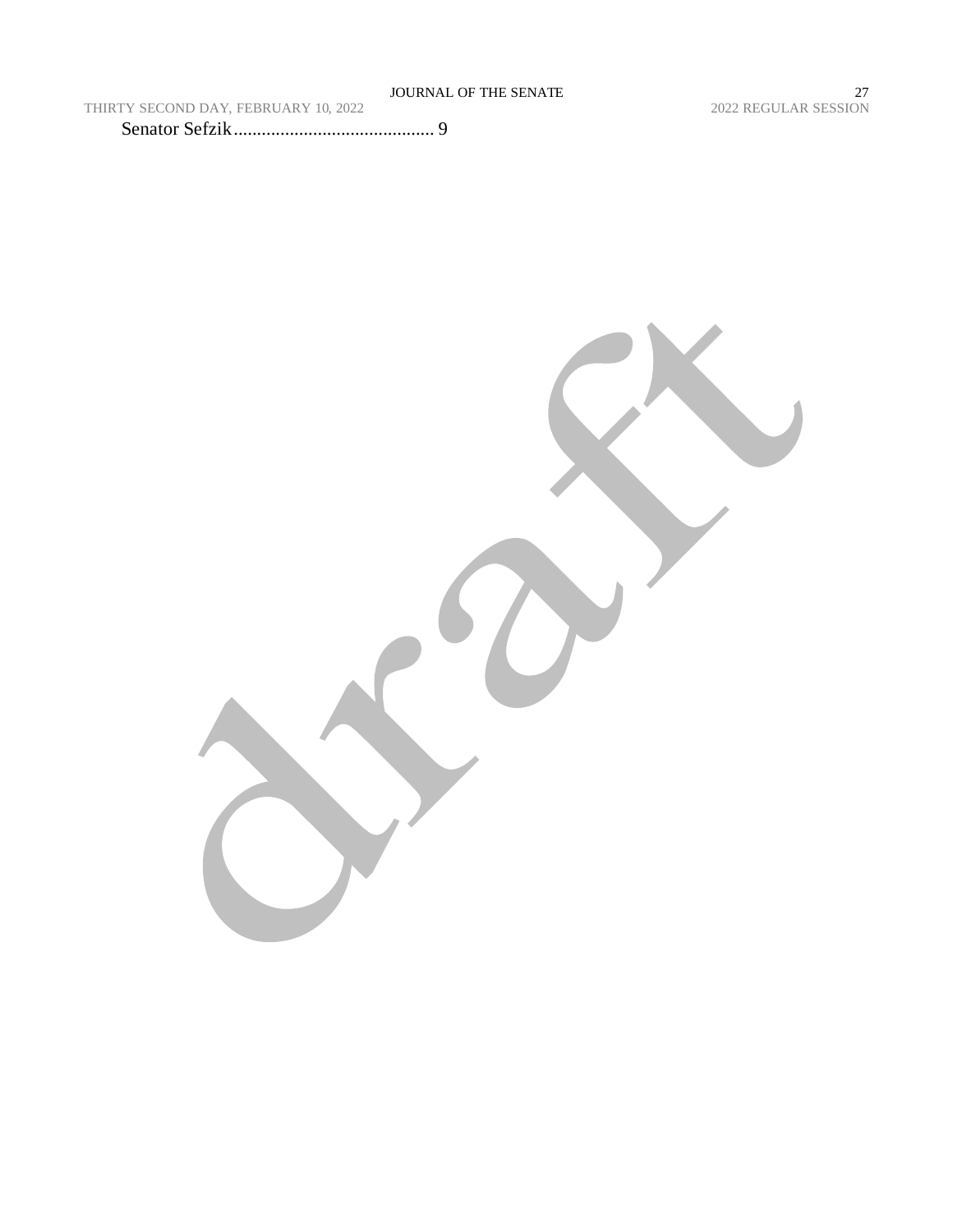Senator Sefzik........................................... 9